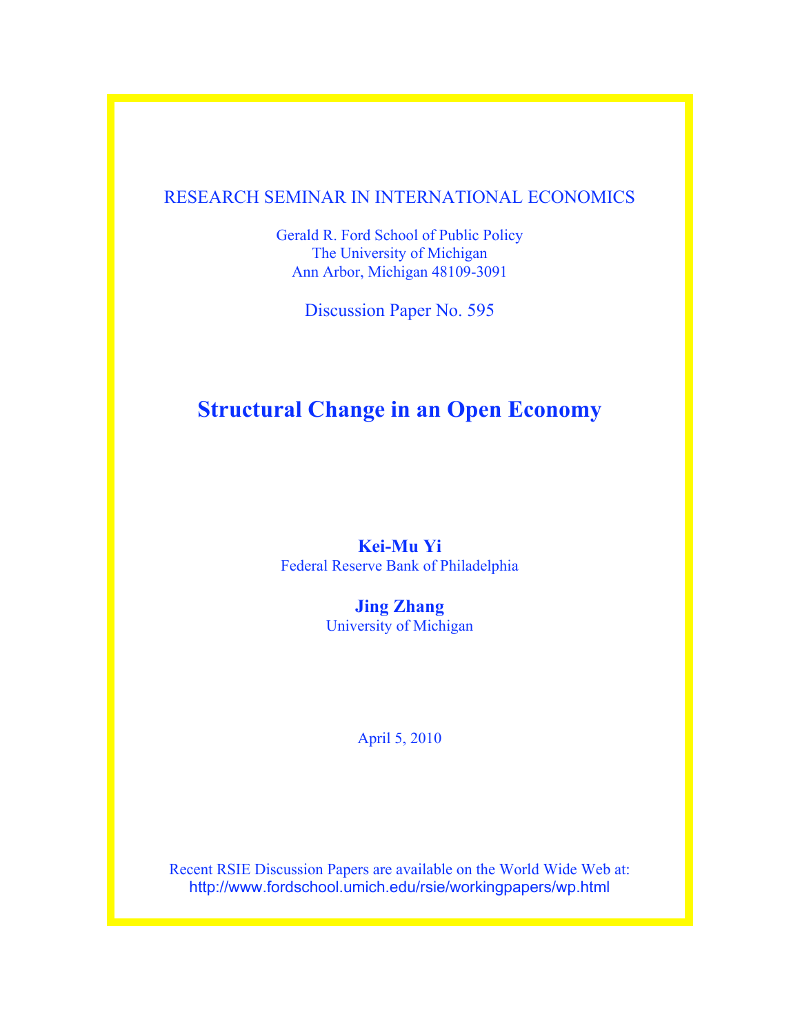RESEARCH SEMINAR IN INTERNATIONAL ECONOMICS

Gerald R. Ford School of Public Policy
The University of Michigan
Ann Arbor, Michigan 48109-3091

Discussion Paper No. 595

# Structural Change in an Open Economy

**Kei-Mu Yi**
Federal Reserve Bank of Philadelphia

**Jing Zhang**
University of Michigan

April 5, 2010

Recent RSIE Discussion Papers are available on the World Wide Web at:
http://www.fordschool.umich.edu/rsie/workingpapers/wp.html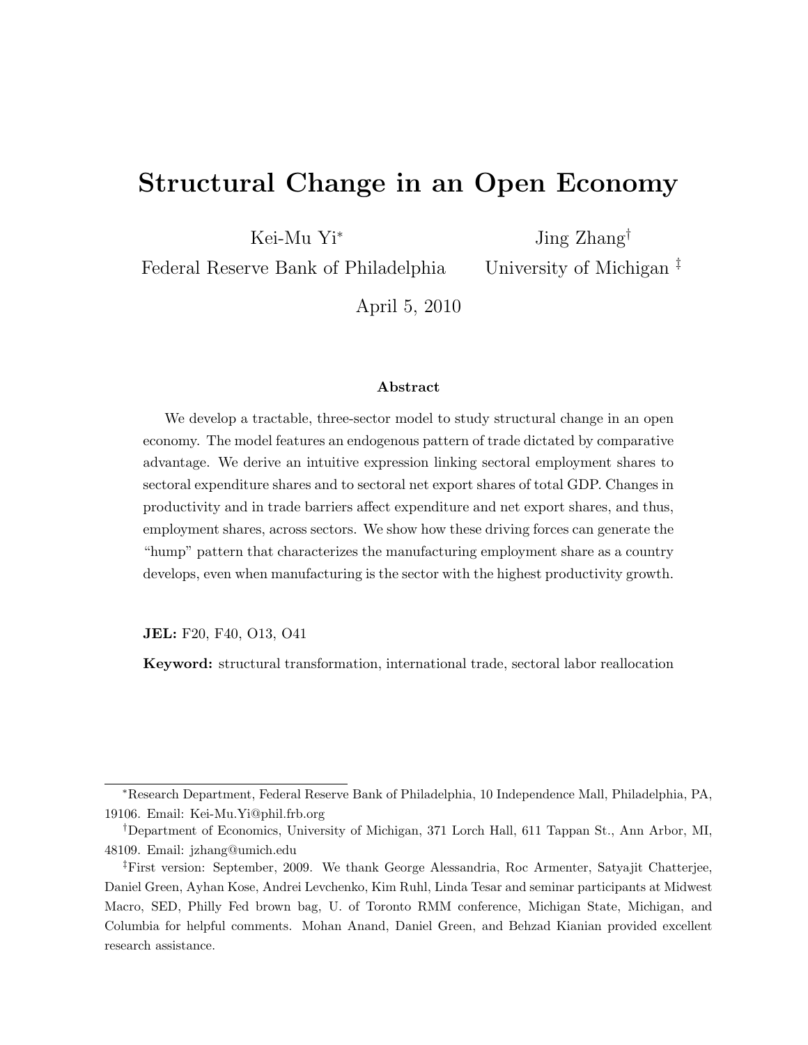# Structural Change in an Open Economy

Kei-Mu Yi*
Federal Reserve Bank of Philadelphia

Jing Zhang†
University of Michigan ‡

April 5, 2010

### Abstract

We develop a tractable, three-sector model to study structural change in an open economy. The model features an endogenous pattern of trade dictated by comparative advantage. We derive an intuitive expression linking sectoral employment shares to sectoral expenditure shares and to sectoral net export shares of total GDP. Changes in productivity and in trade barriers affect expenditure and net export shares, and thus, employment shares, across sectors. We show how these driving forces can generate the "hump" pattern that characterizes the manufacturing employment share as a country develops, even when manufacturing is the sector with the highest productivity growth.

**JEL:** F20, F40, O13, O41

**Keyword:** structural transformation, international trade, sectoral labor reallocation

---

*Research Department, Federal Reserve Bank of Philadelphia, 10 Independence Mall, Philadelphia, PA, 19106. Email: Kei-Mu.Yi@phil.frb.org

†Department of Economics, University of Michigan, 371 Lorch Hall, 611 Tappan St., Ann Arbor, MI, 48109. Email: jzhang@umich.edu

‡First version: September, 2009. We thank George Alessandria, Roc Armenter, Satyajit Chatterjee, Daniel Green, Ayhan Kose, Andrei Levchenko, Kim Ruhl, Linda Tesar and seminar participants at Midwest Macro, SED, Philly Fed brown bag, U. of Toronto RMM conference, Michigan State, Michigan, and Columbia for helpful comments. Mohan Anand, Daniel Green, and Behzad Kianian provided excellent research assistance.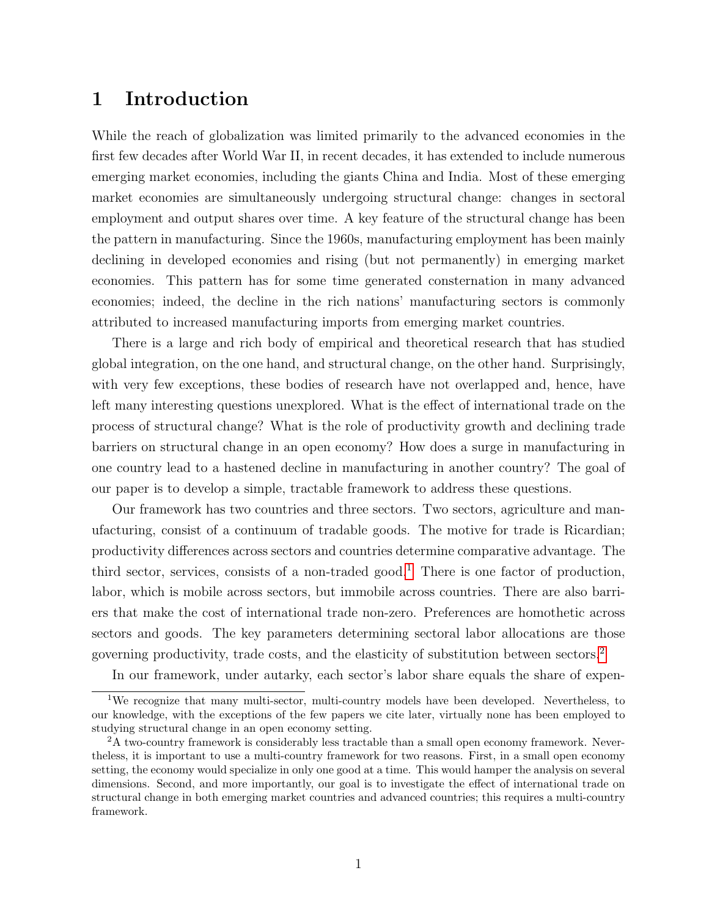# 1 Introduction

While the reach of globalization was limited primarily to the advanced economies in the first few decades after World War II, in recent decades, it has extended to include numerous emerging market economies, including the giants China and India. Most of these emerging market economies are simultaneously undergoing structural change: changes in sectoral employment and output shares over time. A key feature of the structural change has been the pattern in manufacturing. Since the 1960s, manufacturing employment has been mainly declining in developed economies and rising (but not permanently) in emerging market economies. This pattern has for some time generated consternation in many advanced economies; indeed, the decline in the rich nations' manufacturing sectors is commonly attributed to increased manufacturing imports from emerging market countries.

There is a large and rich body of empirical and theoretical research that has studied global integration, on the one hand, and structural change, on the other hand. Surprisingly, with very few exceptions, these bodies of research have not overlapped and, hence, have left many interesting questions unexplored. What is the effect of international trade on the process of structural change? What is the role of productivity growth and declining trade barriers on structural change in an open economy? How does a surge in manufacturing in one country lead to a hastened decline in manufacturing in another country? The goal of our paper is to develop a simple, tractable framework to address these questions.

Our framework has two countries and three sectors. Two sectors, agriculture and manufacturing, consist of a continuum of tradable goods. The motive for trade is Ricardian; productivity differences across sectors and countries determine comparative advantage. The third sector, services, consists of a non-traded good.[1] There is one factor of production, labor, which is mobile across sectors, but immobile across countries. There are also barriers that make the cost of international trade non-zero. Preferences are homothetic across sectors and goods. The key parameters determining sectoral labor allocations are those governing productivity, trade costs, and the elasticity of substitution between sectors.[2]

In our framework, under autarky, each sector's labor share equals the share of expen-

[1] We recognize that many multi-sector, multi-country models have been developed. Nevertheless, to our knowledge, with the exceptions of the few papers we cite later, virtually none has been employed to studying structural change in an open economy setting.

[2] A two-country framework is considerably less tractable than a small open economy framework. Nevertheless, it is important to use a multi-country framework for two reasons. First, in a small open economy setting, the economy would specialize in only one good at a time. This would hamper the analysis on several dimensions. Second, and more importantly, our goal is to investigate the effect of international trade on structural change in both emerging market countries and advanced countries; this requires a multi-country framework.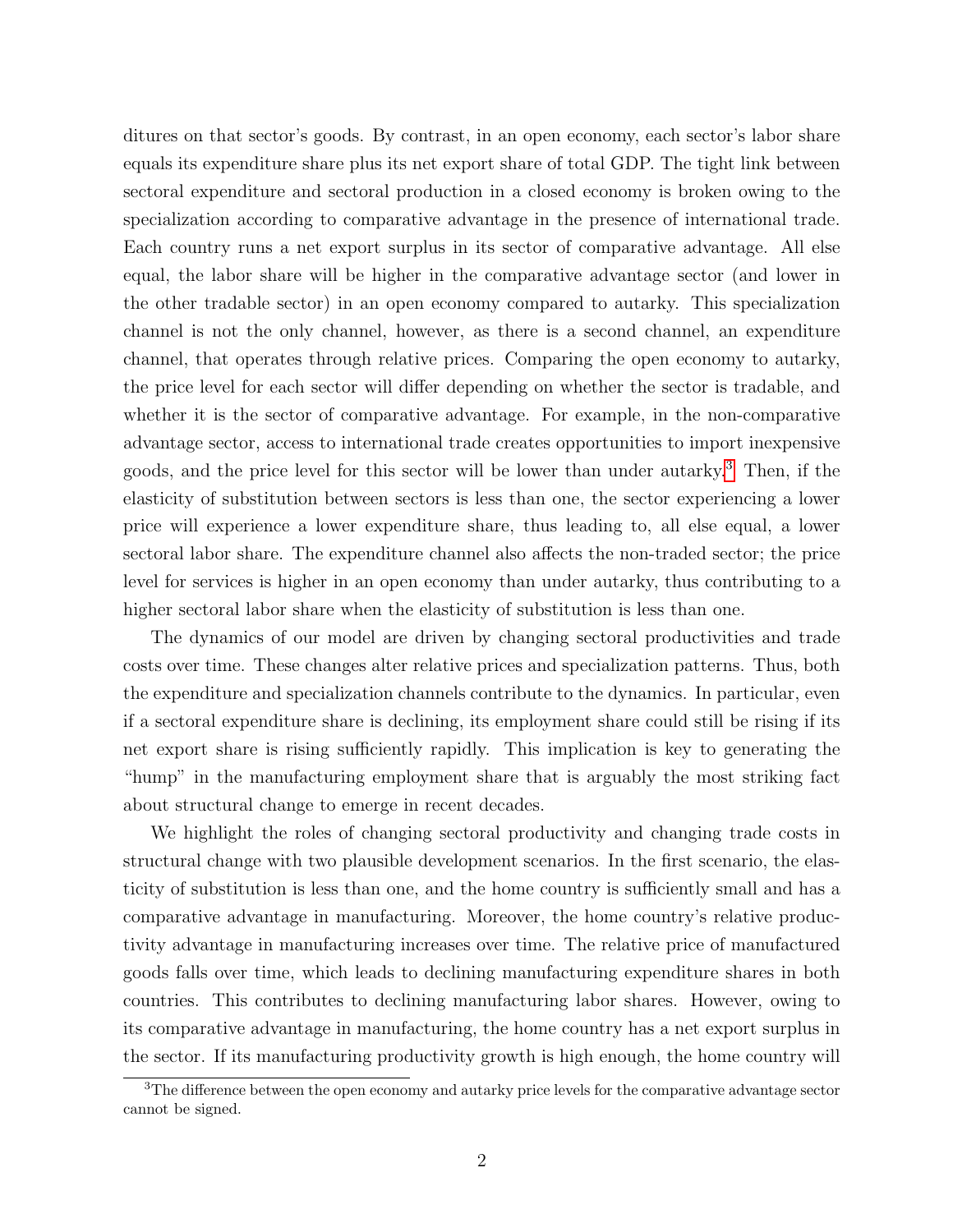ditures on that sector's goods. By contrast, in an open economy, each sector's labor share equals its expenditure share plus its net export share of total GDP. The tight link between sectoral expenditure and sectoral production in a closed economy is broken owing to the specialization according to comparative advantage in the presence of international trade. Each country runs a net export surplus in its sector of comparative advantage. All else equal, the labor share will be higher in the comparative advantage sector (and lower in the other tradable sector) in an open economy compared to autarky. This specialization channel is not the only channel, however, as there is a second channel, an expenditure channel, that operates through relative prices. Comparing the open economy to autarky, the price level for each sector will differ depending on whether the sector is tradable, and whether it is the sector of comparative advantage. For example, in the non-comparative advantage sector, access to international trade creates opportunities to import inexpensive goods, and the price level for this sector will be lower than under autarky.[3] Then, if the elasticity of substitution between sectors is less than one, the sector experiencing a lower price will experience a lower expenditure share, thus leading to, all else equal, a lower sectoral labor share. The expenditure channel also affects the non-traded sector; the price level for services is higher in an open economy than under autarky, thus contributing to a higher sectoral labor share when the elasticity of substitution is less than one.

The dynamics of our model are driven by changing sectoral productivities and trade costs over time. These changes alter relative prices and specialization patterns. Thus, both the expenditure and specialization channels contribute to the dynamics. In particular, even if a sectoral expenditure share is declining, its employment share could still be rising if its net export share is rising sufficiently rapidly. This implication is key to generating the "hump" in the manufacturing employment share that is arguably the most striking fact about structural change to emerge in recent decades.

We highlight the roles of changing sectoral productivity and changing trade costs in structural change with two plausible development scenarios. In the first scenario, the elasticity of substitution is less than one, and the home country is sufficiently small and has a comparative advantage in manufacturing. Moreover, the home country's relative productivity advantage in manufacturing increases over time. The relative price of manufactured goods falls over time, which leads to declining manufacturing expenditure shares in both countries. This contributes to declining manufacturing labor shares. However, owing to its comparative advantage in manufacturing, the home country has a net export surplus in the sector. If its manufacturing productivity growth is high enough, the home country will

[3] The difference between the open economy and autarky price levels for the comparative advantage sector cannot be signed.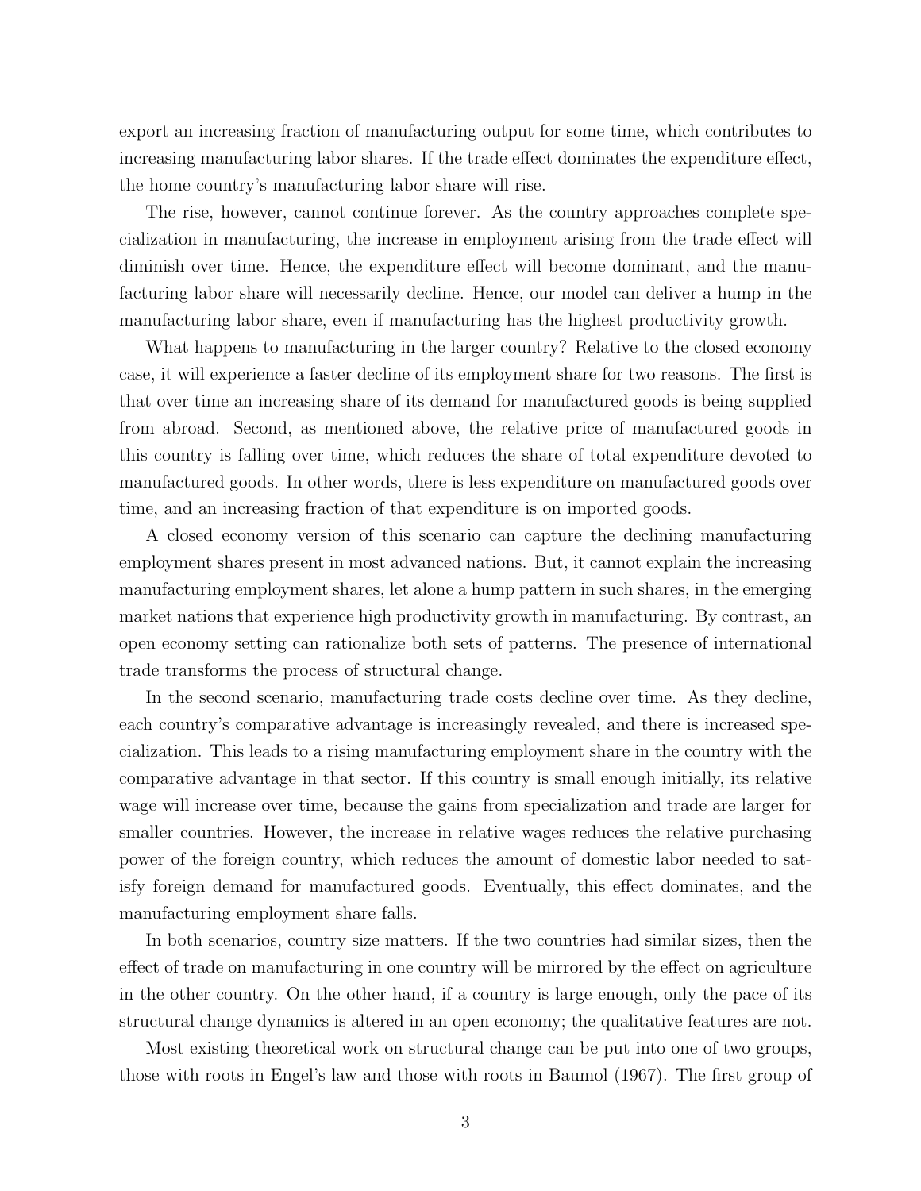export an increasing fraction of manufacturing output for some time, which contributes to increasing manufacturing labor shares. If the trade effect dominates the expenditure effect, the home country's manufacturing labor share will rise.

The rise, however, cannot continue forever. As the country approaches complete specialization in manufacturing, the increase in employment arising from the trade effect will diminish over time. Hence, the expenditure effect will become dominant, and the manufacturing labor share will necessarily decline. Hence, our model can deliver a hump in the manufacturing labor share, even if manufacturing has the highest productivity growth.

What happens to manufacturing in the larger country? Relative to the closed economy case, it will experience a faster decline of its employment share for two reasons. The first is that over time an increasing share of its demand for manufactured goods is being supplied from abroad. Second, as mentioned above, the relative price of manufactured goods in this country is falling over time, which reduces the share of total expenditure devoted to manufactured goods. In other words, there is less expenditure on manufactured goods over time, and an increasing fraction of that expenditure is on imported goods.

A closed economy version of this scenario can capture the declining manufacturing employment shares present in most advanced nations. But, it cannot explain the increasing manufacturing employment shares, let alone a hump pattern in such shares, in the emerging market nations that experience high productivity growth in manufacturing. By contrast, an open economy setting can rationalize both sets of patterns. The presence of international trade transforms the process of structural change.

In the second scenario, manufacturing trade costs decline over time. As they decline, each country's comparative advantage is increasingly revealed, and there is increased specialization. This leads to a rising manufacturing employment share in the country with the comparative advantage in that sector. If this country is small enough initially, its relative wage will increase over time, because the gains from specialization and trade are larger for smaller countries. However, the increase in relative wages reduces the relative purchasing power of the foreign country, which reduces the amount of domestic labor needed to satisfy foreign demand for manufactured goods. Eventually, this effect dominates, and the manufacturing employment share falls.

In both scenarios, country size matters. If the two countries had similar sizes, then the effect of trade on manufacturing in one country will be mirrored by the effect on agriculture in the other country. On the other hand, if a country is large enough, only the pace of its structural change dynamics is altered in an open economy; the qualitative features are not.

Most existing theoretical work on structural change can be put into one of two groups, those with roots in Engel's law and those with roots in Baumol (1967). The first group of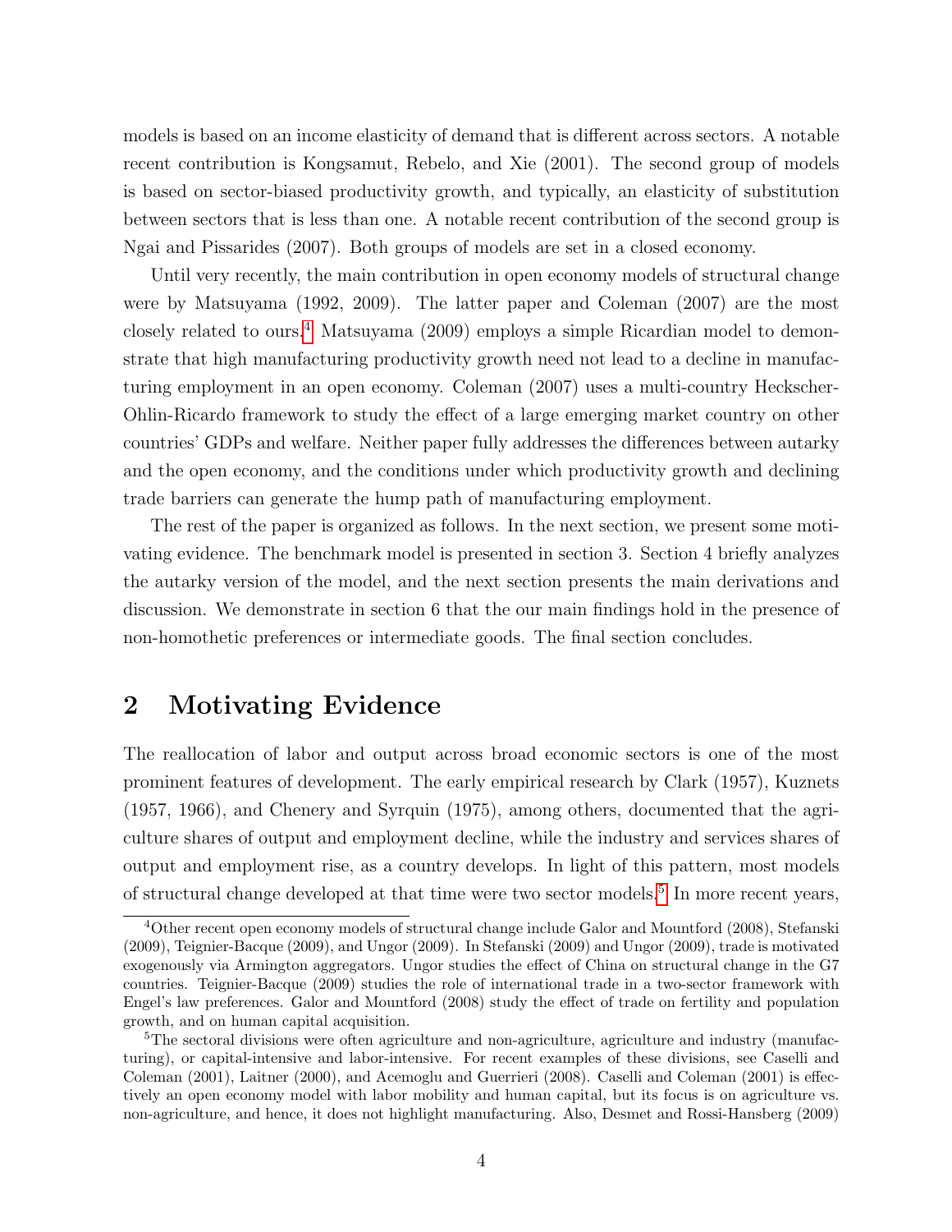models is based on an income elasticity of demand that is different across sectors. A notable recent contribution is Kongsamut, Rebelo, and Xie (2001). The second group of models is based on sector-biased productivity growth, and typically, an elasticity of substitution between sectors that is less than one. A notable recent contribution of the second group is Ngai and Pissarides (2007). Both groups of models are set in a closed economy.

Until very recently, the main contribution in open economy models of structural change were by Matsuyama (1992, 2009). The latter paper and Coleman (2007) are the most closely related to ours.[4] Matsuyama (2009) employs a simple Ricardian model to demonstrate that high manufacturing productivity growth need not lead to a decline in manufacturing employment in an open economy. Coleman (2007) uses a multi-country Heckscher-Ohlin-Ricardo framework to study the effect of a large emerging market country on other countries' GDPs and welfare. Neither paper fully addresses the differences between autarky and the open economy, and the conditions under which productivity growth and declining trade barriers can generate the hump path of manufacturing employment.

The rest of the paper is organized as follows. In the next section, we present some motivating evidence. The benchmark model is presented in section 3. Section 4 briefly analyzes the autarky version of the model, and the next section presents the main derivations and discussion. We demonstrate in section 6 that the our main findings hold in the presence of non-homothetic preferences or intermediate goods. The final section concludes.

## 2 Motivating Evidence

The reallocation of labor and output across broad economic sectors is one of the most prominent features of development. The early empirical research by Clark (1957), Kuznets (1957, 1966), and Chenery and Syrquin (1975), among others, documented that the agriculture shares of output and employment decline, while the industry and services shares of output and employment rise, as a country develops. In light of this pattern, most models of structural change developed at that time were two sector models.[5] In more recent years,

---

[4] Other recent open economy models of structural change include Galor and Mountford (2008), Stefanski (2009), Teignier-Bacque (2009), and Ungor (2009). In Stefanski (2009) and Ungor (2009), trade is motivated exogenously via Armington aggregators. Ungor studies the effect of China on structural change in the G7 countries. Teignier-Bacque (2009) studies the role of international trade in a two-sector framework with Engel's law preferences. Galor and Mountford (2008) study the effect of trade on fertility and population growth, and on human capital acquisition.

[5] The sectoral divisions were often agriculture and non-agriculture, agriculture and industry (manufacturing), or capital-intensive and labor-intensive. For recent examples of these divisions, see Caselli and Coleman (2001), Laitner (2000), and Acemoglu and Guerrieri (2008). Caselli and Coleman (2001) is effectively an open economy model with labor mobility and human capital, but its focus is on agriculture vs. non-agriculture, and hence, it does not highlight manufacturing. Also, Desmet and Rossi-Hansberg (2009)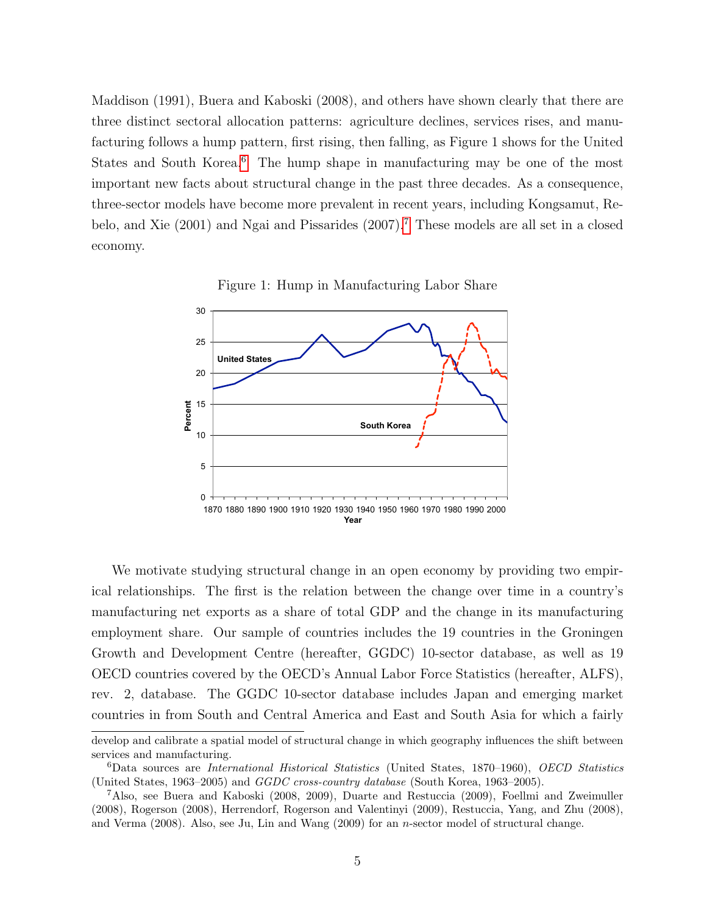Maddison (1991), Buera and Kaboski (2008), and others have shown clearly that there are three distinct sectoral allocation patterns: agriculture declines, services rises, and manufacturing follows a hump pattern, first rising, then falling, as Figure 1 shows for the United States and South Korea.[6] The hump shape in manufacturing may be one of the most important new facts about structural change in the past three decades. As a consequence, three-sector models have become more prevalent in recent years, including Kongsamut, Rebelo, and Xie (2001) and Ngai and Pissarides (2007).[7] These models are all set in a closed economy.

Figure 1: Hump in Manufacturing Labor Share

We motivate studying structural change in an open economy by providing two empirical relationships. The first is the relation between the change over time in a country's manufacturing net exports as a share of total GDP and the change in its manufacturing employment share. Our sample of countries includes the 19 countries in the Groningen Growth and Development Centre (hereafter, GGDC) 10-sector database, as well as 19 OECD countries covered by the OECD's Annual Labor Force Statistics (hereafter, ALFS), rev. 2, database. The GGDC 10-sector database includes Japan and emerging market countries in from South and Central America and East and South Asia for which a fairly

---

develop and calibrate a spatial model of structural change in which geography influences the shift between services and manufacturing.

[6] Data sources are *International Historical Statistics* (United States, 1870–1960), *OECD Statistics* (United States, 1963–2005) and *GGDC cross-country database* (South Korea, 1963–2005).

[7] Also, see Buera and Kaboski (2008, 2009), Duarte and Restuccia (2009), Foellmi and Zweimuller (2008), Rogerson (2008), Herrendorf, Rogerson and Valentinyi (2009), Restuccia, Yang, and Zhu (2008), and Verma (2008). Also, see Ju, Lin and Wang (2009) for an $n$-sector model of structural change.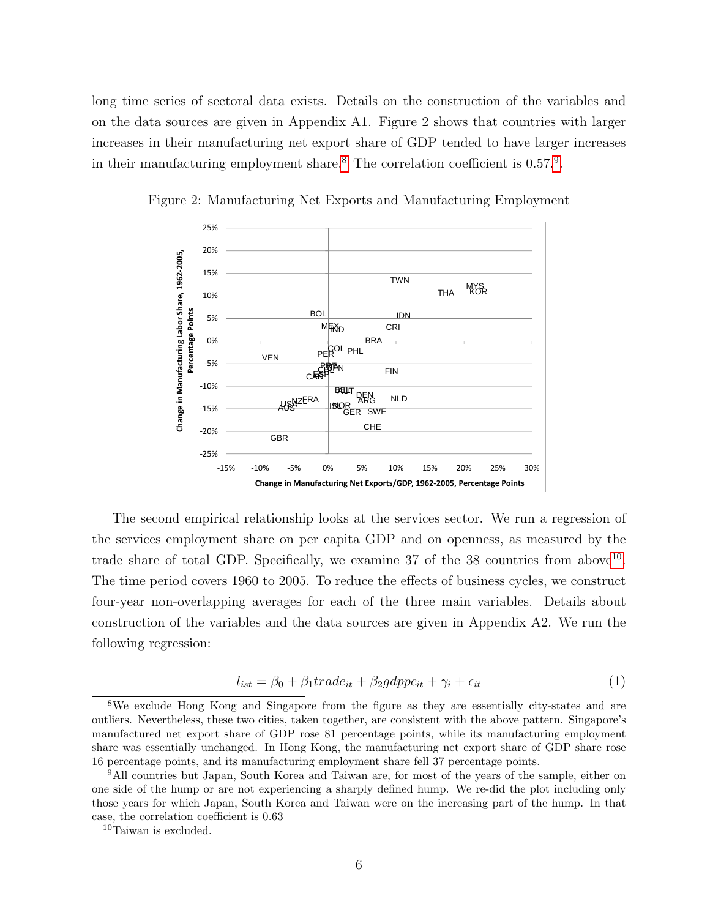long time series of sectoral data exists. Details on the construction of the variables and on the data sources are given in Appendix A1. Figure 2 shows that countries with larger increases in their manufacturing net export share of GDP tended to have larger increases in their manufacturing employment share.[8] The correlation coefficient is 0.57.[9].

Figure 2: Manufacturing Net Exports and Manufacturing Employment

The second empirical relationship looks at the services sector. We run a regression of the services employment share on per capita GDP and on openness, as measured by the trade share of total GDP. Specifically, we examine 37 of the 38 countries from above[10]. The time period covers 1960 to 2005. To reduce the effects of business cycles, we construct four-year non-overlapping averages for each of the three main variables. Details about construction of the variables and the data sources are given in Appendix A2. We run the following regression:

$$l_{ist} = \beta_0 + \beta_1 trade_{it} + \beta_2 gdppc_{it} + \gamma_i + \epsilon_{it} \tag{1}$$

[8] We exclude Hong Kong and Singapore from the figure as they are essentially city-states and are outliers. Nevertheless, these two cities, taken together, are consistent with the above pattern. Singapore's manufactured net export share of GDP rose 81 percentage points, while its manufacturing employment share was essentially unchanged. In Hong Kong, the manufacturing net export share of GDP share rose 16 percentage points, and its manufacturing employment share fell 37 percentage points.

[9] All countries but Japan, South Korea and Taiwan are, for most of the years of the sample, either on one side of the hump or are not experiencing a sharply defined hump. We re-did the plot including only those years for which Japan, South Korea and Taiwan were on the increasing part of the hump. In that case, the correlation coefficient is 0.63

[10] Taiwan is excluded.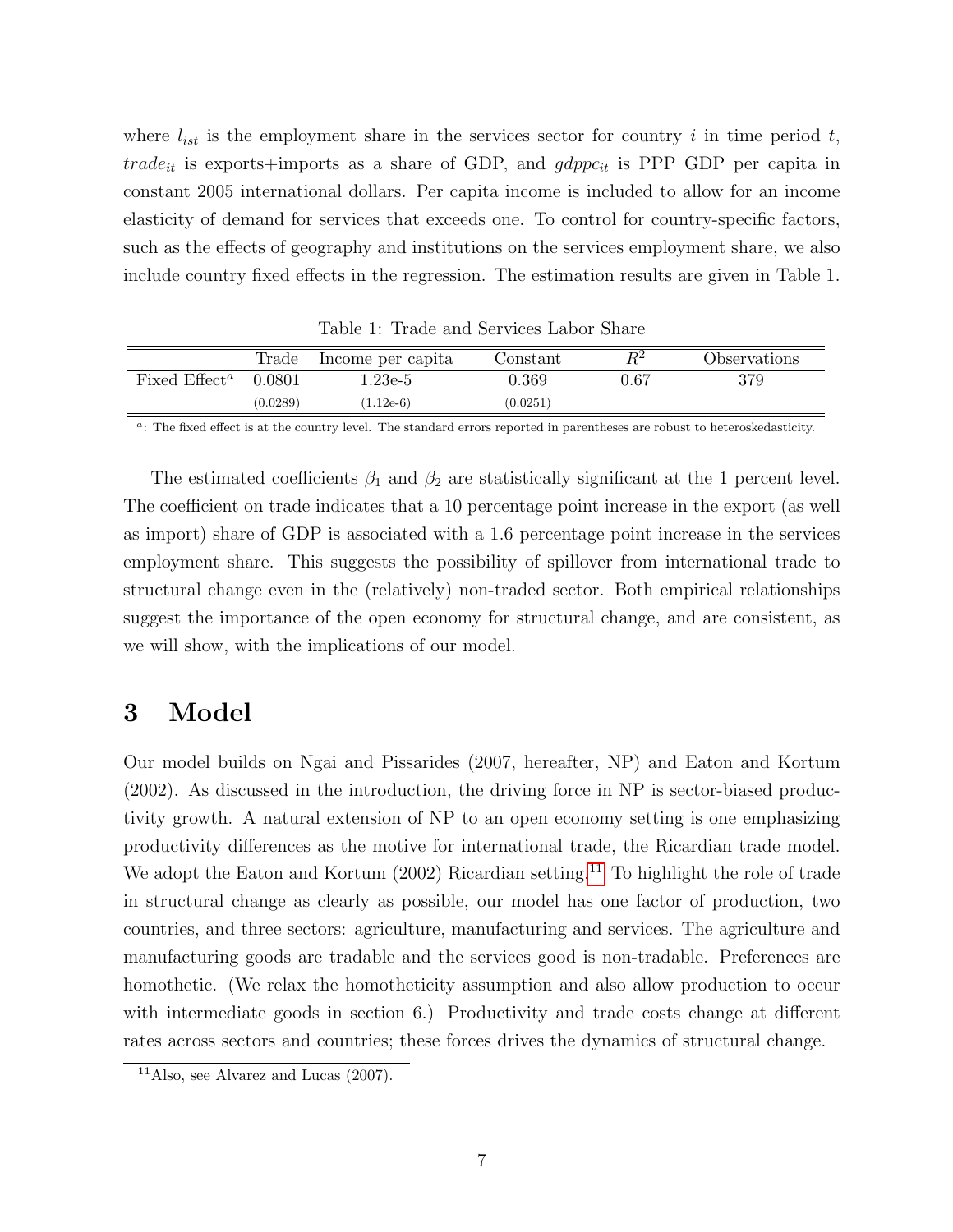where $l_{ist}$ is the employment share in the services sector for country $i$ in time period $t$, $trade_{it}$ is exports+imports as a share of GDP, and $gdppc_{it}$ is PPP GDP per capita in constant 2005 international dollars. Per capita income is included to allow for an income elasticity of demand for services that exceeds one. To control for country-specific factors, such as the effects of geography and institutions on the services employment share, we also include country fixed effects in the regression. The estimation results are given in Table 1.

Table 1: Trade and Services Labor Share

| | Trade | Income per capita | Constant | $R^2$ | Observations |
|---|---|---|---|---|---|
| Fixed Effect[a] | 0.0801 | 1.23e-5 | 0.369 | 0.67 | 379 |
| | (0.0289) | (1.12e-6) | (0.0251) | | |

[a]: The fixed effect is at the country level. The standard errors reported in parentheses are robust to heteroskedasticity.

The estimated coefficients $\beta_1$ and $\beta_2$ are statistically significant at the 1 percent level. The coefficient on trade indicates that a 10 percentage point increase in the export (as well as import) share of GDP is associated with a 1.6 percentage point increase in the services employment share. This suggests the possibility of spillover from international trade to structural change even in the (relatively) non-traded sector. Both empirical relationships suggest the importance of the open economy for structural change, and are consistent, as we will show, with the implications of our model.

## 3 Model

Our model builds on Ngai and Pissarides (2007, hereafter, NP) and Eaton and Kortum (2002). As discussed in the introduction, the driving force in NP is sector-biased productivity growth. A natural extension of NP to an open economy setting is one emphasizing productivity differences as the motive for international trade, the Ricardian trade model. We adopt the Eaton and Kortum (2002) Ricardian setting.[11] To highlight the role of trade in structural change as clearly as possible, our model has one factor of production, two countries, and three sectors: agriculture, manufacturing and services. The agriculture and manufacturing goods are tradable and the services good is non-tradable. Preferences are homothetic. (We relax the homotheticity assumption and also allow production to occur with intermediate goods in section 6.) Productivity and trade costs change at different rates across sectors and countries; these forces drives the dynamics of structural change.

[11] Also, see Alvarez and Lucas (2007).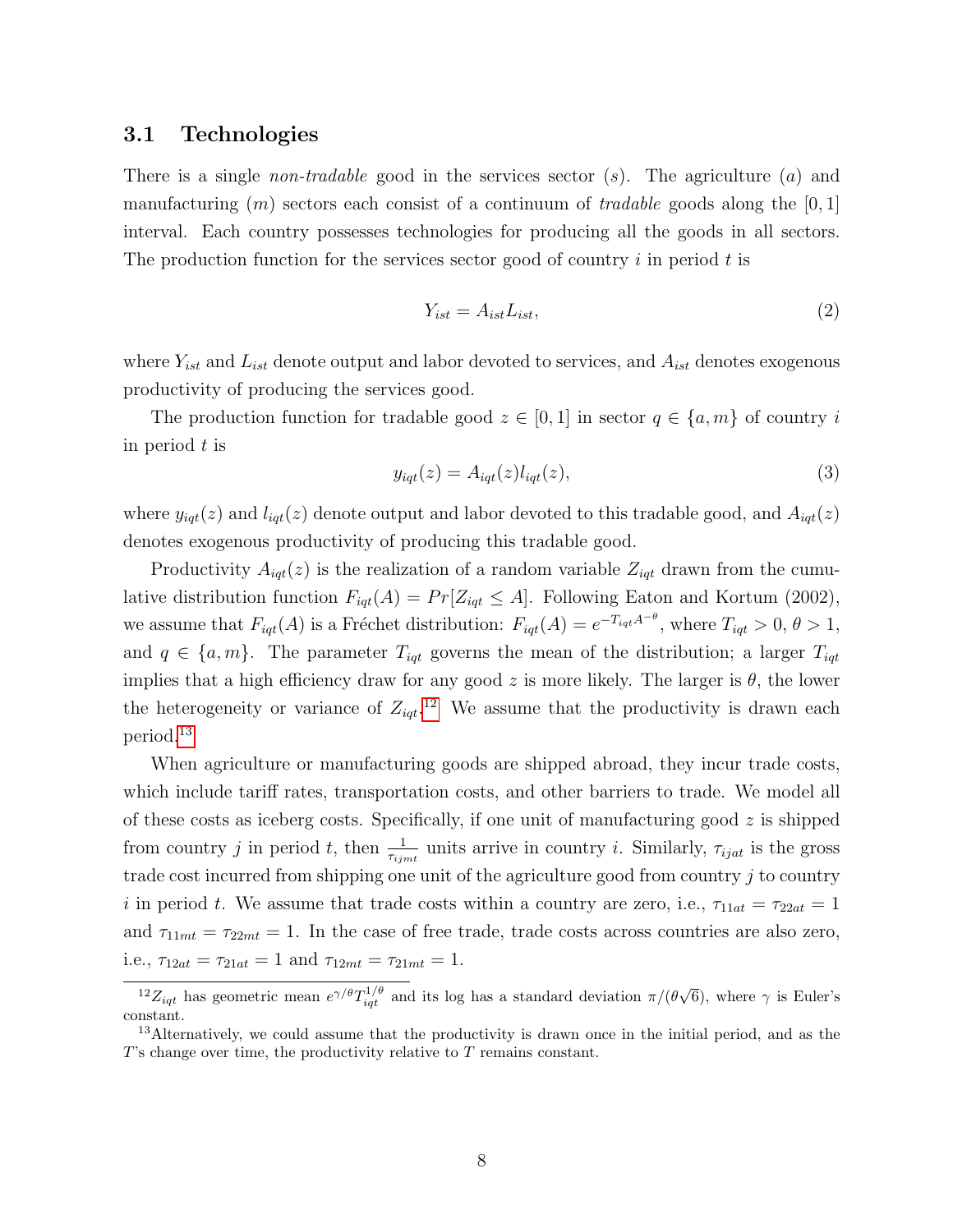### 3.1 Technologies

There is a single *non-tradable* good in the services sector ($s$). The agriculture ($a$) and manufacturing ($m$) sectors each consist of a continuum of *tradable* goods along the $[0, 1]$ interval. Each country possesses technologies for producing all the goods in all sectors. The production function for the services sector good of country $i$ in period $t$ is

$$Y_{ist} = A_{ist} L_{ist}, \tag{2}$$

where $Y_{ist}$ and $L_{ist}$ denote output and labor devoted to services, and $A_{ist}$ denotes exogenous productivity of producing the services good.

The production function for tradable good $z \in [0, 1]$ in sector $q \in \{a, m\}$ of country $i$ in period $t$ is

$$y_{iqt}(z) = A_{iqt}(z) l_{iqt}(z), \tag{3}$$

where $y_{iqt}(z)$ and $l_{iqt}(z)$ denote output and labor devoted to this tradable good, and $A_{iqt}(z)$ denotes exogenous productivity of producing this tradable good.

Productivity $A_{iqt}(z)$ is the realization of a random variable $Z_{iqt}$ drawn from the cumulative distribution function $F_{iqt}(A) = Pr[Z_{iqt} \leq A]$. Following Eaton and Kortum (2002), we assume that $F_{iqt}(A)$ is a Fréchet distribution: $F_{iqt}(A) = e^{-T_{iqt} A^{-\theta}}$, where $T_{iqt} > 0$, $\theta > 1$, and $q \in \{a, m\}$. The parameter $T_{iqt}$ governs the mean of the distribution; a larger $T_{iqt}$ implies that a high efficiency draw for any good $z$ is more likely. The larger is $\theta$, the lower the heterogeneity or variance of $Z_{iqt}$.[12] We assume that the productivity is drawn each period.[13]

When agriculture or manufacturing goods are shipped abroad, they incur trade costs, which include tariff rates, transportation costs, and other barriers to trade. We model all of these costs as iceberg costs. Specifically, if one unit of manufacturing good $z$ is shipped from country $j$ in period $t$, then $\frac{1}{\tau_{ijmt}}$ units arrive in country $i$. Similarly, $\tau_{ijat}$ is the gross trade cost incurred from shipping one unit of the agriculture good from country $j$ to country $i$ in period $t$. We assume that trade costs within a country are zero, i.e., $\tau_{11at} = \tau_{22at} = 1$ and $\tau_{11mt} = \tau_{22mt} = 1$. In the case of free trade, trade costs across countries are also zero, i.e., $\tau_{12at} = \tau_{21at} = 1$ and $\tau_{12mt} = \tau_{21mt} = 1$.

[12] $Z_{iqt}$ has geometric mean $e^{\gamma/\theta} T_{iqt}^{1/\theta}$ and its log has a standard deviation $\pi/(\theta\sqrt{6})$, where $\gamma$ is Euler's constant.

[13] Alternatively, we could assume that the productivity is drawn once in the initial period, and as the $T$'s change over time, the productivity relative to $T$ remains constant.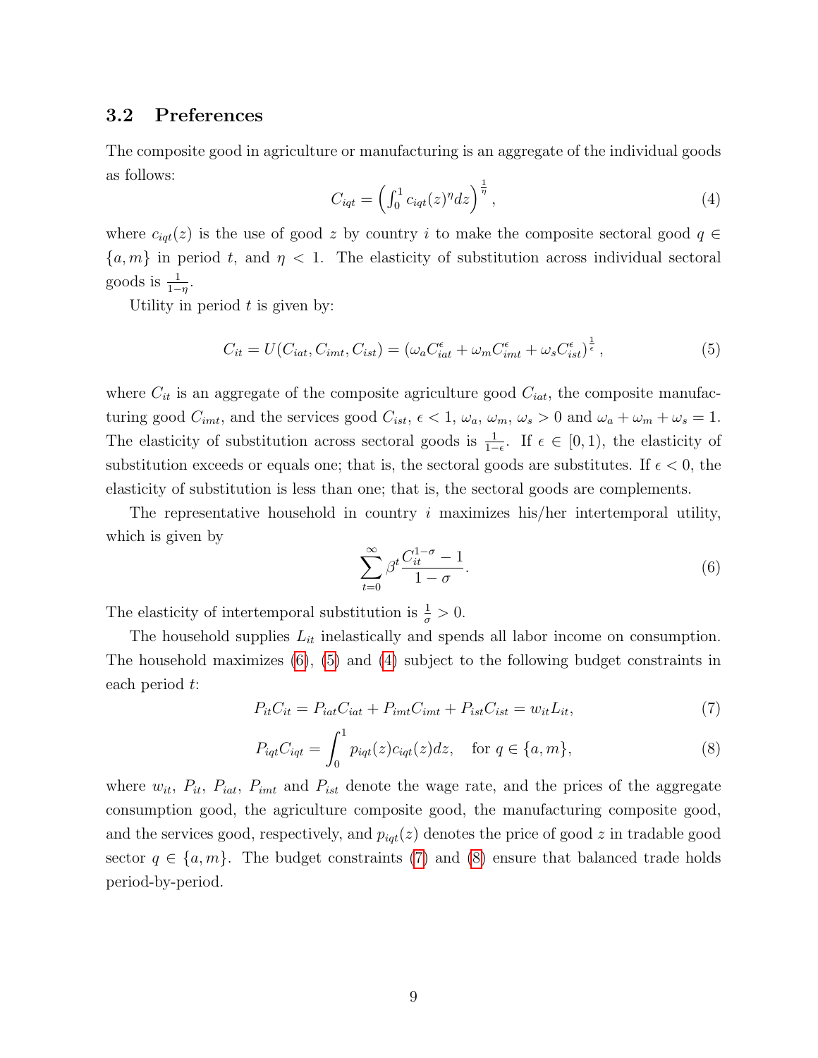### 3.2 Preferences

The composite good in agriculture or manufacturing is an aggregate of the individual goods as follows:

$$C_{iqt} = \left(\int_0^1 c_{iqt}(z)^{\eta} dz\right)^{\frac{1}{\eta}}, \tag{4}$$

where $c_{iqt}(z)$ is the use of good $z$ by country $i$ to make the composite sectoral good $q \in \{a, m\}$ in period $t$, and $\eta < 1$. The elasticity of substitution across individual sectoral goods is $\frac{1}{1-\eta}$.

Utility in period $t$ is given by:

$$C_{it} = U(C_{iat}, C_{imt}, C_{ist}) = \left(\omega_a C_{iat}^{\epsilon} + \omega_m C_{imt}^{\epsilon} + \omega_s C_{ist}^{\epsilon}\right)^{\frac{1}{\epsilon}}, \tag{5}$$

where $C_{it}$ is an aggregate of the composite agriculture good $C_{iat}$, the composite manufacturing good $C_{imt}$, and the services good $C_{ist}$, $\epsilon < 1$, $\omega_a$, $\omega_m$, $\omega_s > 0$ and $\omega_a + \omega_m + \omega_s = 1$. The elasticity of substitution across sectoral goods is $\frac{1}{1-\epsilon}$. If $\epsilon \in [0, 1)$, the elasticity of substitution exceeds or equals one; that is, the sectoral goods are substitutes. If $\epsilon < 0$, the elasticity of substitution is less than one; that is, the sectoral goods are complements.

The representative household in country $i$ maximizes his/her intertemporal utility, which is given by

$$\sum_{t=0}^{\infty} \beta^t \frac{C_{it}^{1-\sigma} - 1}{1 - \sigma}. \tag{6}$$

The elasticity of intertemporal substitution is $\frac{1}{\sigma} > 0$.

The household supplies $L_{it}$ inelastically and spends all labor income on consumption. The household maximizes (6), (5) and (4) subject to the following budget constraints in each period $t$:

$$P_{it}C_{it} = P_{iat}C_{iat} + P_{imt}C_{imt} + P_{ist}C_{ist} = w_{it}L_{it}, \tag{7}$$

$$P_{iqt}C_{iqt} = \int_0^1 p_{iqt}(z)c_{iqt}(z)dz, \quad \text{for } q \in \{a, m\}, \tag{8}$$

where $w_{it}$, $P_{it}$, $P_{iat}$, $P_{imt}$ and $P_{ist}$ denote the wage rate, and the prices of the aggregate consumption good, the agriculture composite good, the manufacturing composite good, and the services good, respectively, and $p_{iqt}(z)$ denotes the price of good $z$ in tradable good sector $q \in \{a, m\}$. The budget constraints (7) and (8) ensure that balanced trade holds period-by-period.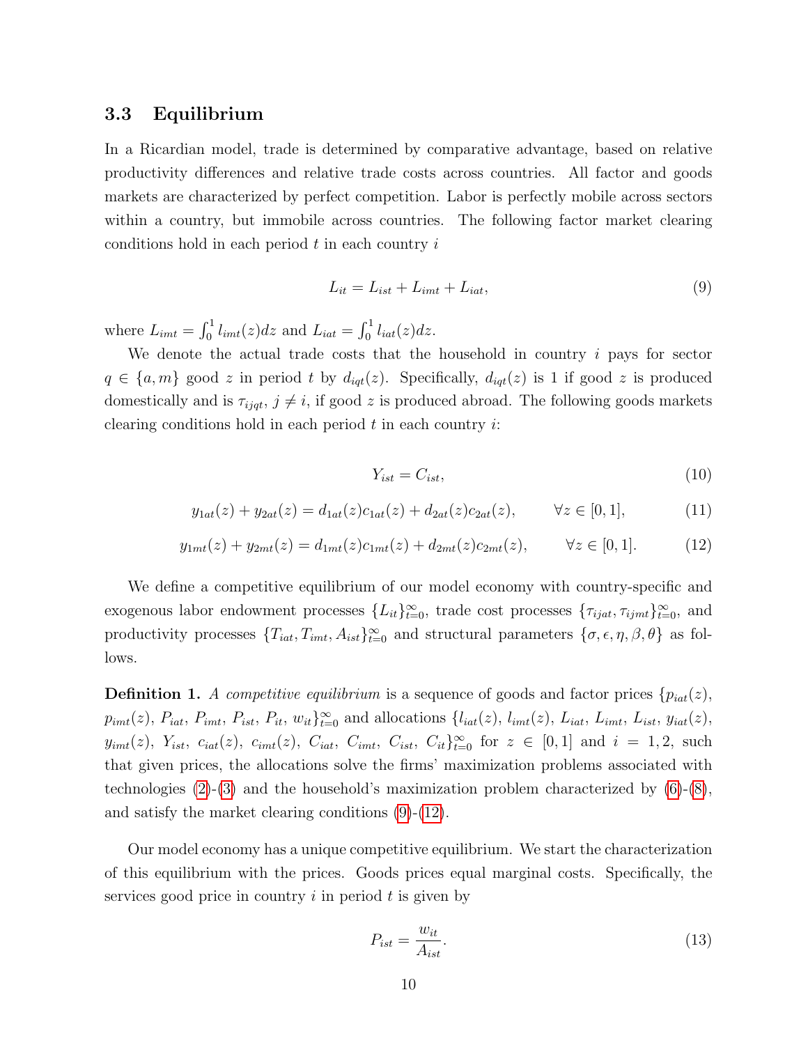### 3.3 Equilibrium

In a Ricardian model, trade is determined by comparative advantage, based on relative productivity differences and relative trade costs across countries. All factor and goods markets are characterized by perfect competition. Labor is perfectly mobile across sectors within a country, but immobile across countries. The following factor market clearing conditions hold in each period $t$ in each country $i$

$$L_{it} = L_{ist} + L_{imt} + L_{iat}, \tag{9}$$

where $L_{imt} = \int_0^1 l_{imt}(z)dz$ and $L_{iat} = \int_0^1 l_{iat}(z)dz$.

We denote the actual trade costs that the household in country $i$ pays for sector $q \in \{a, m\}$ good $z$ in period $t$ by $d_{iqt}(z)$. Specifically, $d_{iqt}(z)$ is 1 if good $z$ is produced domestically and is $\tau_{ijqt}$, $j \neq i$, if good $z$ is produced abroad. The following goods markets clearing conditions hold in each period $t$ in each country $i$:

$$Y_{ist} = C_{ist}, \tag{10}$$

$$y_{1at}(z) + y_{2at}(z) = d_{1at}(z)c_{1at}(z) + d_{2at}(z)c_{2at}(z), \qquad \forall z \in [0, 1], \tag{11}$$

$$y_{1mt}(z) + y_{2mt}(z) = d_{1mt}(z)c_{1mt}(z) + d_{2mt}(z)c_{2mt}(z), \qquad \forall z \in [0, 1]. \tag{12}$$

We define a competitive equilibrium of our model economy with country-specific and exogenous labor endowment processes $\{L_{it}\}_{t=0}^{\infty}$, trade cost processes $\{\tau_{ijat}, \tau_{ijmt}\}_{t=0}^{\infty}$, and productivity processes $\{T_{iat}, T_{imt}, A_{ist}\}_{t=0}^{\infty}$ and structural parameters $\{\sigma, \epsilon, \eta, \beta, \theta\}$ as follows.

**Definition 1.** *A competitive equilibrium* is a sequence of goods and factor prices $\{p_{iat}(z),$ $p_{imt}(z),$ $P_{iat},$ $P_{imt},$ $P_{ist},$ $P_{it},$ $w_{it}\}_{t=0}^{\infty}$ and allocations $\{l_{iat}(z),$ $l_{imt}(z),$ $L_{iat},$ $L_{imt},$ $L_{ist},$ $y_{iat}(z),$ $y_{imt}(z),$ $Y_{ist},$ $c_{iat}(z),$ $c_{imt}(z),$ $C_{iat},$ $C_{imt},$ $C_{ist},$ $C_{it}\}_{t=0}^{\infty}$ for $z \in [0, 1]$ and $i = 1, 2$, such that given prices, the allocations solve the firms' maximization problems associated with technologies (2)-(3) and the household's maximization problem characterized by (6)-(8), and satisfy the market clearing conditions (9)-(12).

Our model economy has a unique competitive equilibrium. We start the characterization of this equilibrium with the prices. Goods prices equal marginal costs. Specifically, the services good price in country $i$ in period $t$ is given by

$$P_{ist} = \frac{w_{it}}{A_{ist}}. \tag{13}$$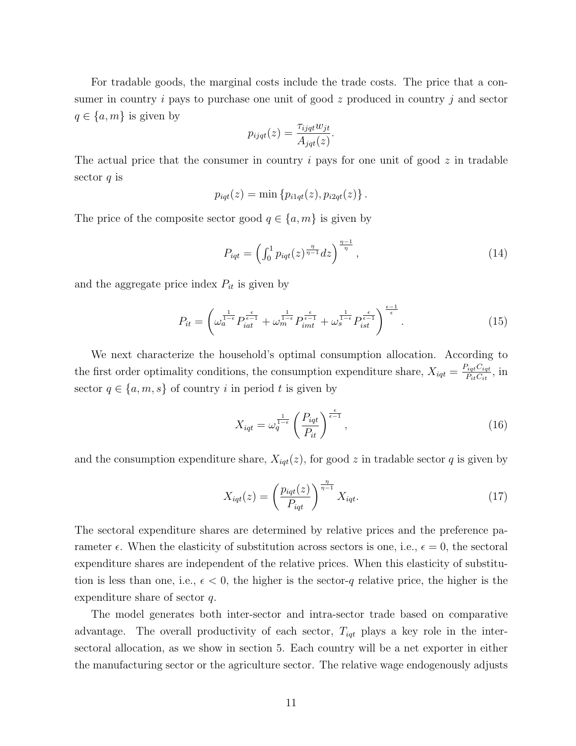For tradable goods, the marginal costs include the trade costs. The price that a consumer in country $i$ pays to purchase one unit of good $z$ produced in country $j$ and sector $q \in \{a, m\}$ is given by

$$p_{ijqt}(z) = \frac{\tau_{ijqt} w_{jt}}{A_{jqt}(z)}.$$

The actual price that the consumer in country $i$ pays for one unit of good $z$ in tradable sector $q$ is

$$p_{iqt}(z) = \min \{p_{i1qt}(z), p_{i2qt}(z)\}.$$

The price of the composite sector good $q \in \{a, m\}$ is given by

$$P_{iqt} = \left( \int_0^1 p_{iqt}(z)^{\frac{\eta}{\eta-1}} dz \right)^{\frac{\eta-1}{\eta}}, \tag{14}$$

and the aggregate price index $P_{it}$ is given by

$$P_{it} = \left( \omega_a^{\frac{1}{1-\epsilon}} P_{iat}^{\frac{\epsilon}{\epsilon-1}} + \omega_m^{\frac{1}{1-\epsilon}} P_{imt}^{\frac{\epsilon}{\epsilon-1}} + \omega_s^{\frac{1}{1-\epsilon}} P_{ist}^{\frac{\epsilon}{\epsilon-1}} \right)^{\frac{\epsilon-1}{\epsilon}}. \tag{15}$$

We next characterize the household's optimal consumption allocation. According to the first order optimality conditions, the consumption expenditure share, $X_{iqt} = \frac{P_{iqt} C_{iqt}}{P_{it} C_{it}}$, in sector $q \in \{a, m, s\}$ of country $i$ in period $t$ is given by

$$X_{iqt} = \omega_q^{\frac{1}{1-\epsilon}} \left( \frac{P_{iqt}}{P_{it}} \right)^{\frac{\epsilon}{\epsilon-1}}, \tag{16}$$

and the consumption expenditure share, $X_{iqt}(z)$, for good $z$ in tradable sector $q$ is given by

$$X_{iqt}(z) = \left( \frac{p_{iqt}(z)}{P_{iqt}} \right)^{\frac{\eta}{\eta-1}} X_{iqt}. \tag{17}$$

The sectoral expenditure shares are determined by relative prices and the preference parameter $\epsilon$. When the elasticity of substitution across sectors is one, i.e., $\epsilon = 0$, the sectoral expenditure shares are independent of the relative prices. When this elasticity of substitution is less than one, i.e., $\epsilon < 0$, the higher is the sector-$q$ relative price, the higher is the expenditure share of sector $q$.

The model generates both inter-sector and intra-sector trade based on comparative advantage. The overall productivity of each sector, $T_{iqt}$ plays a key role in the inter-sectoral allocation, as we show in section 5. Each country will be a net exporter in either the manufacturing sector or the agriculture sector. The relative wage endogenously adjusts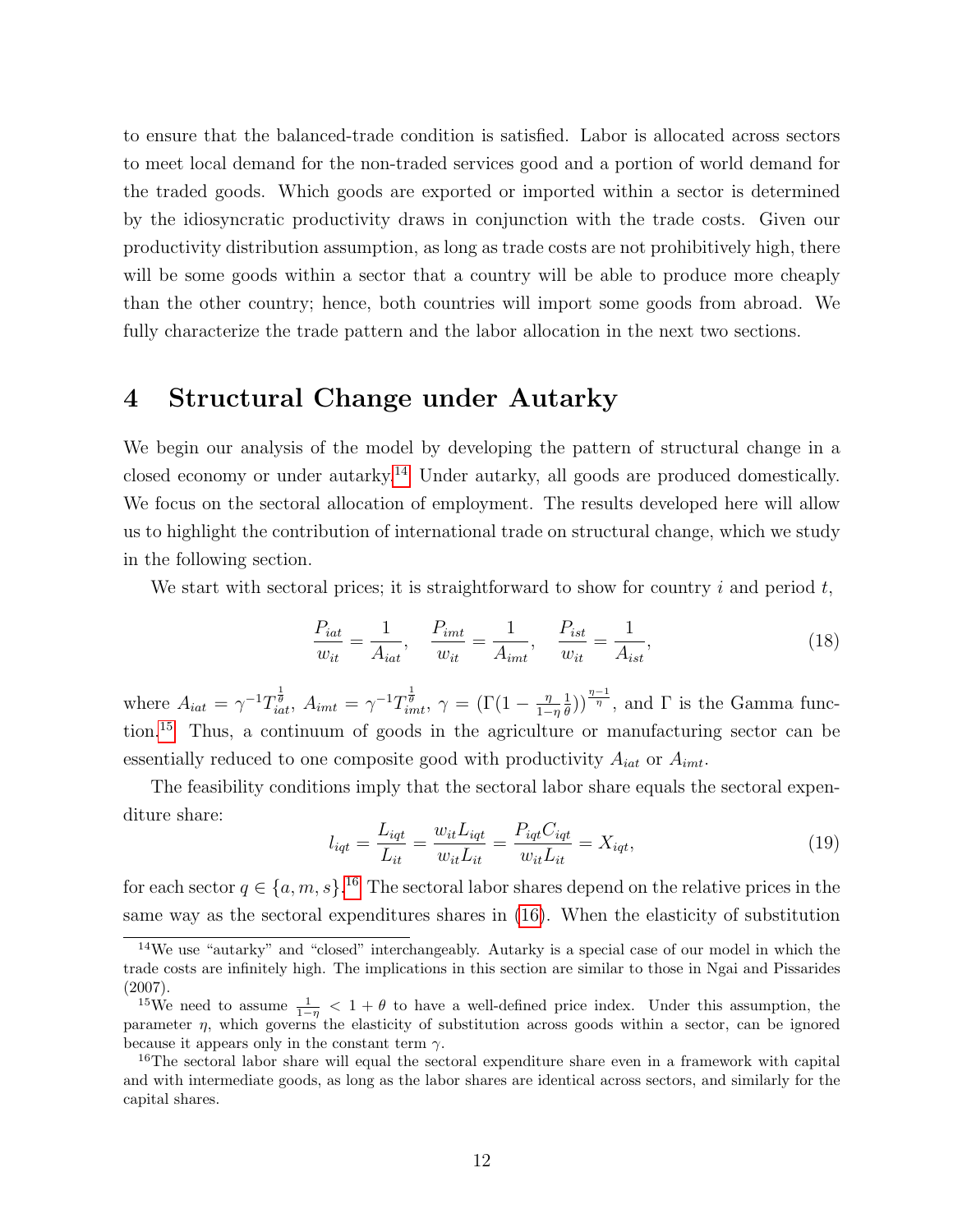to ensure that the balanced-trade condition is satisfied. Labor is allocated across sectors to meet local demand for the non-traded services good and a portion of world demand for the traded goods. Which goods are exported or imported within a sector is determined by the idiosyncratic productivity draws in conjunction with the trade costs. Given our productivity distribution assumption, as long as trade costs are not prohibitively high, there will be some goods within a sector that a country will be able to produce more cheaply than the other country; hence, both countries will import some goods from abroad. We fully characterize the trade pattern and the labor allocation in the next two sections.

# 4 Structural Change under Autarky

We begin our analysis of the model by developing the pattern of structural change in a closed economy or under autarky.[14] Under autarky, all goods are produced domestically. We focus on the sectoral allocation of employment. The results developed here will allow us to highlight the contribution of international trade on structural change, which we study in the following section.

We start with sectoral prices; it is straightforward to show for country $i$ and period $t$,

$$\frac{P_{iat}}{w_{it}} = \frac{1}{A_{iat}}, \quad \frac{P_{imt}}{w_{it}} = \frac{1}{A_{imt}}, \quad \frac{P_{ist}}{w_{it}} = \frac{1}{A_{ist}}, \tag{18}$$

where $A_{iat} = \gamma^{-1} T_{iat}^{\frac{1}{\theta}}$, $A_{imt} = \gamma^{-1} T_{imt}^{\frac{1}{\theta}}$, $\gamma = (\Gamma(1 - \frac{\eta}{1-\eta}\frac{1}{\theta}))^{\frac{\eta-1}{\eta}}$, and $\Gamma$ is the Gamma function.[15] Thus, a continuum of goods in the agriculture or manufacturing sector can be essentially reduced to one composite good with productivity $A_{iat}$ or $A_{imt}$.

The feasibility conditions imply that the sectoral labor share equals the sectoral expenditure share:

$$l_{iqt} = \frac{L_{iqt}}{L_{it}} = \frac{w_{it} L_{iqt}}{w_{it} L_{it}} = \frac{P_{iqt} C_{iqt}}{w_{it} L_{it}} = X_{iqt}, \tag{19}$$

for each sector $q \in \{a, m, s\}$.[16] The sectoral labor shares depend on the relative prices in the same way as the sectoral expenditures shares in (16). When the elasticity of substitution

[14] We use "autarky" and "closed" interchangeably. Autarky is a special case of our model in which the trade costs are infinitely high. The implications in this section are similar to those in Ngai and Pissarides (2007).

[15] We need to assume $\frac{1}{1-\eta} < 1 + \theta$ to have a well-defined price index. Under this assumption, the parameter $\eta$, which governs the elasticity of substitution across goods within a sector, can be ignored because it appears only in the constant term $\gamma$.

[16] The sectoral labor share will equal the sectoral expenditure share even in a framework with capital and with intermediate goods, as long as the labor shares are identical across sectors, and similarly for the capital shares.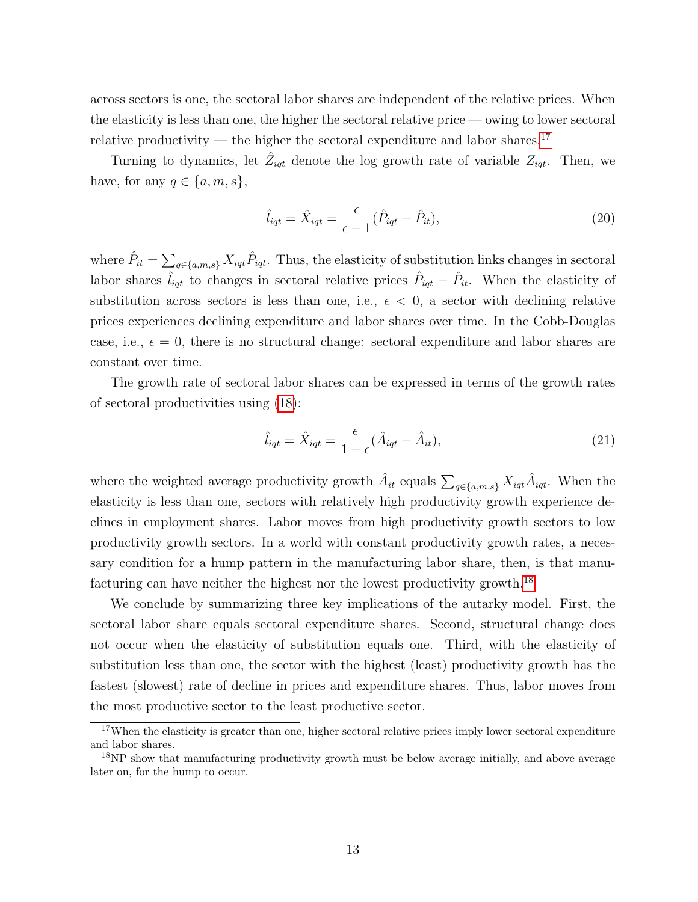across sectors is one, the sectoral labor shares are independent of the relative prices. When the elasticity is less than one, the higher the sectoral relative price — owing to lower sectoral relative productivity — the higher the sectoral expenditure and labor shares.[17]

Turning to dynamics, let $\hat{Z}_{iqt}$ denote the log growth rate of variable $Z_{iqt}$. Then, we have, for any $q \in \{a, m, s\}$,

$$\hat{l}_{iqt} = \hat{X}_{iqt} = \frac{\epsilon}{\epsilon - 1}(\hat{P}_{iqt} - \hat{P}_{it}), \tag{20}$$

where $\hat{P}_{it} = \sum_{q \in \{a,m,s\}} X_{iqt} \hat{P}_{iqt}$. Thus, the elasticity of substitution links changes in sectoral labor shares $\hat{l}_{iqt}$ to changes in sectoral relative prices $\hat{P}_{iqt} - \hat{P}_{it}$. When the elasticity of substitution across sectors is less than one, i.e., $\epsilon < 0$, a sector with declining relative prices experiences declining expenditure and labor shares over time. In the Cobb-Douglas case, i.e., $\epsilon = 0$, there is no structural change: sectoral expenditure and labor shares are constant over time.

The growth rate of sectoral labor shares can be expressed in terms of the growth rates of sectoral productivities using (18):

$$\hat{l}_{iqt} = \hat{X}_{iqt} = \frac{\epsilon}{1 - \epsilon}(\hat{A}_{iqt} - \hat{A}_{it}), \tag{21}$$

where the weighted average productivity growth $\hat{A}_{it}$ equals $\sum_{q \in \{a,m,s\}} X_{iqt} \hat{A}_{iqt}$. When the elasticity is less than one, sectors with relatively high productivity growth experience declines in employment shares. Labor moves from high productivity growth sectors to low productivity growth sectors. In a world with constant productivity growth rates, a necessary condition for a hump pattern in the manufacturing labor share, then, is that manufacturing can have neither the highest nor the lowest productivity growth.[18]

We conclude by summarizing three key implications of the autarky model. First, the sectoral labor share equals sectoral expenditure shares. Second, structural change does not occur when the elasticity of substitution equals one. Third, with the elasticity of substitution less than one, the sector with the highest (least) productivity growth has the fastest (slowest) rate of decline in prices and expenditure shares. Thus, labor moves from the most productive sector to the least productive sector.

[17] When the elasticity is greater than one, higher sectoral relative prices imply lower sectoral expenditure and labor shares.

[18] NP show that manufacturing productivity growth must be below average initially, and above average later on, for the hump to occur.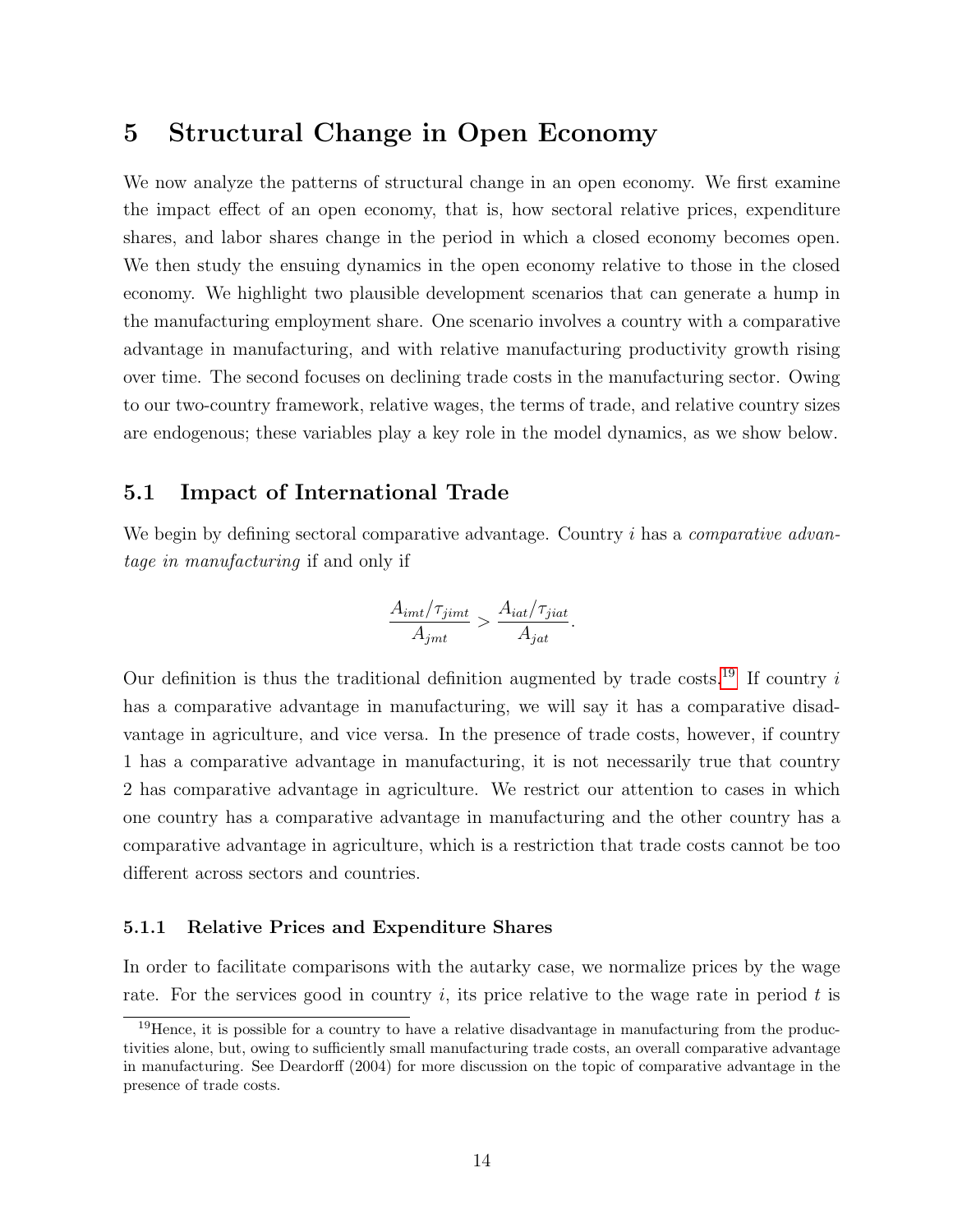# 5 Structural Change in Open Economy

We now analyze the patterns of structural change in an open economy. We first examine the impact effect of an open economy, that is, how sectoral relative prices, expenditure shares, and labor shares change in the period in which a closed economy becomes open. We then study the ensuing dynamics in the open economy relative to those in the closed economy. We highlight two plausible development scenarios that can generate a hump in the manufacturing employment share. One scenario involves a country with a comparative advantage in manufacturing, and with relative manufacturing productivity growth rising over time. The second focuses on declining trade costs in the manufacturing sector. Owing to our two-country framework, relative wages, the terms of trade, and relative country sizes are endogenous; these variables play a key role in the model dynamics, as we show below.

## 5.1 Impact of International Trade

We begin by defining sectoral comparative advantage. Country $i$ has a *comparative advantage in manufacturing* if and only if

$$\frac{A_{imt}/\tau_{jimt}}{A_{jmt}} > \frac{A_{iat}/\tau_{jiat}}{A_{jat}}.$$

Our definition is thus the traditional definition augmented by trade costs.[19] If country $i$ has a comparative advantage in manufacturing, we will say it has a comparative disadvantage in agriculture, and vice versa. In the presence of trade costs, however, if country 1 has a comparative advantage in manufacturing, it is not necessarily true that country 2 has comparative advantage in agriculture. We restrict our attention to cases in which one country has a comparative advantage in manufacturing and the other country has a comparative advantage in agriculture, which is a restriction that trade costs cannot be too different across sectors and countries.

### 5.1.1 Relative Prices and Expenditure Shares

In order to facilitate comparisons with the autarky case, we normalize prices by the wage rate. For the services good in country $i$, its price relative to the wage rate in period $t$ is

[19] Hence, it is possible for a country to have a relative disadvantage in manufacturing from the productivities alone, but, owing to sufficiently small manufacturing trade costs, an overall comparative advantage in manufacturing. See Deardorff (2004) for more discussion on the topic of comparative advantage in the presence of trade costs.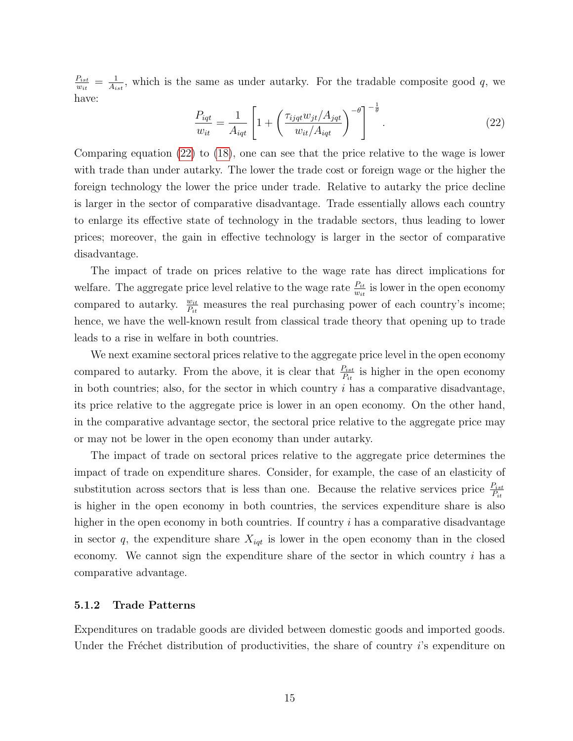$\frac{P_{ist}}{w_{it}} = \frac{1}{A_{ist}}$, which is the same as under autarky. For the tradable composite good $q$, we have:

$$\frac{P_{iqt}}{w_{it}} = \frac{1}{A_{iqt}} \left[ 1 + \left( \frac{\tau_{ijqt} w_{jt} / A_{jqt}}{w_{it} / A_{iqt}} \right)^{-\theta} \right]^{-\frac{1}{\theta}}. \tag{22}$$

Comparing equation (22) to (18), one can see that the price relative to the wage is lower with trade than under autarky. The lower the trade cost or foreign wage or the higher the foreign technology the lower the price under trade. Relative to autarky the price decline is larger in the sector of comparative disadvantage. Trade essentially allows each country to enlarge its effective state of technology in the tradable sectors, thus leading to lower prices; moreover, the gain in effective technology is larger in the sector of comparative disadvantage.

The impact of trade on prices relative to the wage rate has direct implications for welfare. The aggregate price level relative to the wage rate $\frac{P_{it}}{w_{it}}$ is lower in the open economy compared to autarky. $\frac{w_{it}}{P_{it}}$ measures the real purchasing power of each country's income; hence, we have the well-known result from classical trade theory that opening up to trade leads to a rise in welfare in both countries.

We next examine sectoral prices relative to the aggregate price level in the open economy compared to autarky. From the above, it is clear that $\frac{P_{ist}}{P_{it}}$ is higher in the open economy in both countries; also, for the sector in which country $i$ has a comparative disadvantage, its price relative to the aggregate price is lower in an open economy. On the other hand, in the comparative advantage sector, the sectoral price relative to the aggregate price may or may not be lower in the open economy than under autarky.

The impact of trade on sectoral prices relative to the aggregate price determines the impact of trade on expenditure shares. Consider, for example, the case of an elasticity of substitution across sectors that is less than one. Because the relative services price $\frac{P_{ist}}{P_{it}}$ is higher in the open economy in both countries, the services expenditure share is also higher in the open economy in both countries. If country $i$ has a comparative disadvantage in sector $q$, the expenditure share $X_{iqt}$ is lower in the open economy than in the closed economy. We cannot sign the expenditure share of the sector in which country $i$ has a comparative advantage.

### 5.1.2 Trade Patterns

Expenditures on tradable goods are divided between domestic goods and imported goods. Under the Fréchet distribution of productivities, the share of country $i$'s expenditure on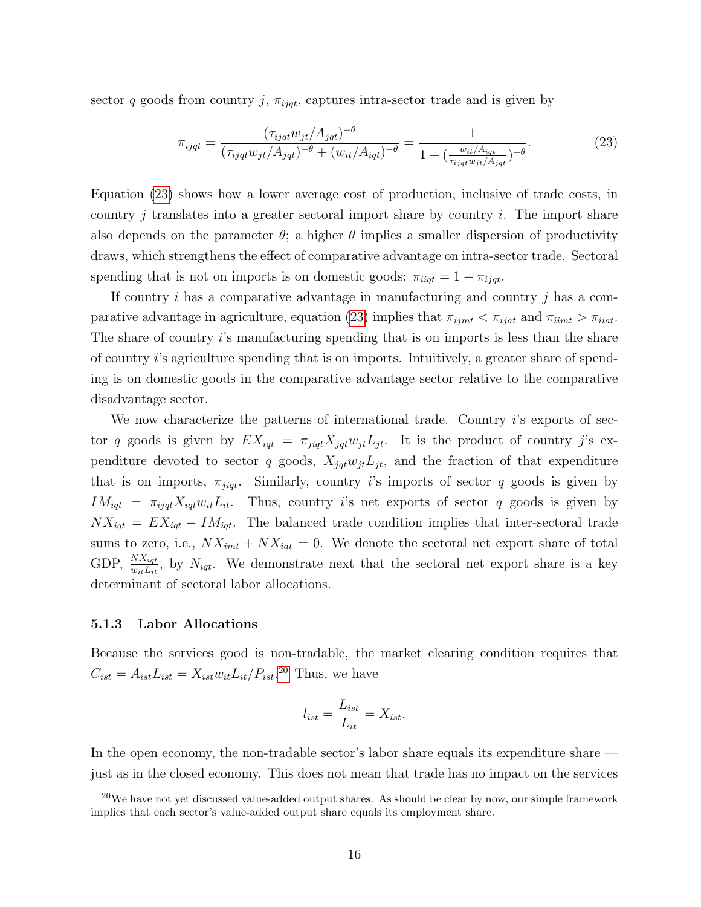sector $q$ goods from country $j$, $\pi_{ijqt}$, captures intra-sector trade and is given by

$$\pi_{ijqt} = \frac{(\tau_{ijqt} w_{jt}/A_{jqt})^{-\theta}}{(\tau_{ijqt} w_{jt}/A_{jqt})^{-\theta} + (w_{it}/A_{iqt})^{-\theta}} = \frac{1}{1 + (\frac{w_{it}/A_{iqt}}{\tau_{ijqt} w_{jt}/A_{jqt}})^{-\theta}}. \tag{23}$$

Equation (23) shows how a lower average cost of production, inclusive of trade costs, in country $j$ translates into a greater sectoral import share by country $i$. The import share also depends on the parameter $\theta$; a higher $\theta$ implies a smaller dispersion of productivity draws, which strengthens the effect of comparative advantage on intra-sector trade. Sectoral spending that is not on imports is on domestic goods: $\pi_{iiqt} = 1 - \pi_{ijqt}$.

If country $i$ has a comparative advantage in manufacturing and country $j$ has a comparative advantage in agriculture, equation (23) implies that $\pi_{ijmt} < \pi_{ijat}$ and $\pi_{iimt} > \pi_{iiat}$. The share of country $i$'s manufacturing spending that is on imports is less than the share of country $i$'s agriculture spending that is on imports. Intuitively, a greater share of spending is on domestic goods in the comparative advantage sector relative to the comparative disadvantage sector.

We now characterize the patterns of international trade. Country $i$'s exports of sector $q$ goods is given by $EX_{iqt} = \pi_{jiqt} X_{jqt} w_{jt} L_{jt}$. It is the product of country $j$'s expenditure devoted to sector $q$ goods, $X_{jqt} w_{jt} L_{jt}$, and the fraction of that expenditure that is on imports, $\pi_{jiqt}$. Similarly, country $i$'s imports of sector $q$ goods is given by $IM_{iqt} = \pi_{ijqt} X_{iqt} w_{it} L_{it}$. Thus, country $i$'s net exports of sector $q$ goods is given by $NX_{iqt} = EX_{iqt} - IM_{iqt}$. The balanced trade condition implies that inter-sectoral trade sums to zero, i.e., $NX_{imt} + NX_{iat} = 0$. We denote the sectoral net export share of total GDP, $\frac{NX_{iqt}}{w_{it} L_{it}}$, by $N_{iqt}$. We demonstrate next that the sectoral net export share is a key determinant of sectoral labor allocations.

### 5.1.3 Labor Allocations

Because the services good is non-tradable, the market clearing condition requires that $C_{ist} = A_{ist} L_{ist} = X_{ist} w_{it} L_{it} / P_{ist}$.[20] Thus, we have

$$l_{ist} = \frac{L_{ist}}{L_{it}} = X_{ist}.$$

In the open economy, the non-tradable sector's labor share equals its expenditure share — just as in the closed economy. This does not mean that trade has no impact on the services

[20] We have not yet discussed value-added output shares. As should be clear by now, our simple framework implies that each sector's value-added output share equals its employment share.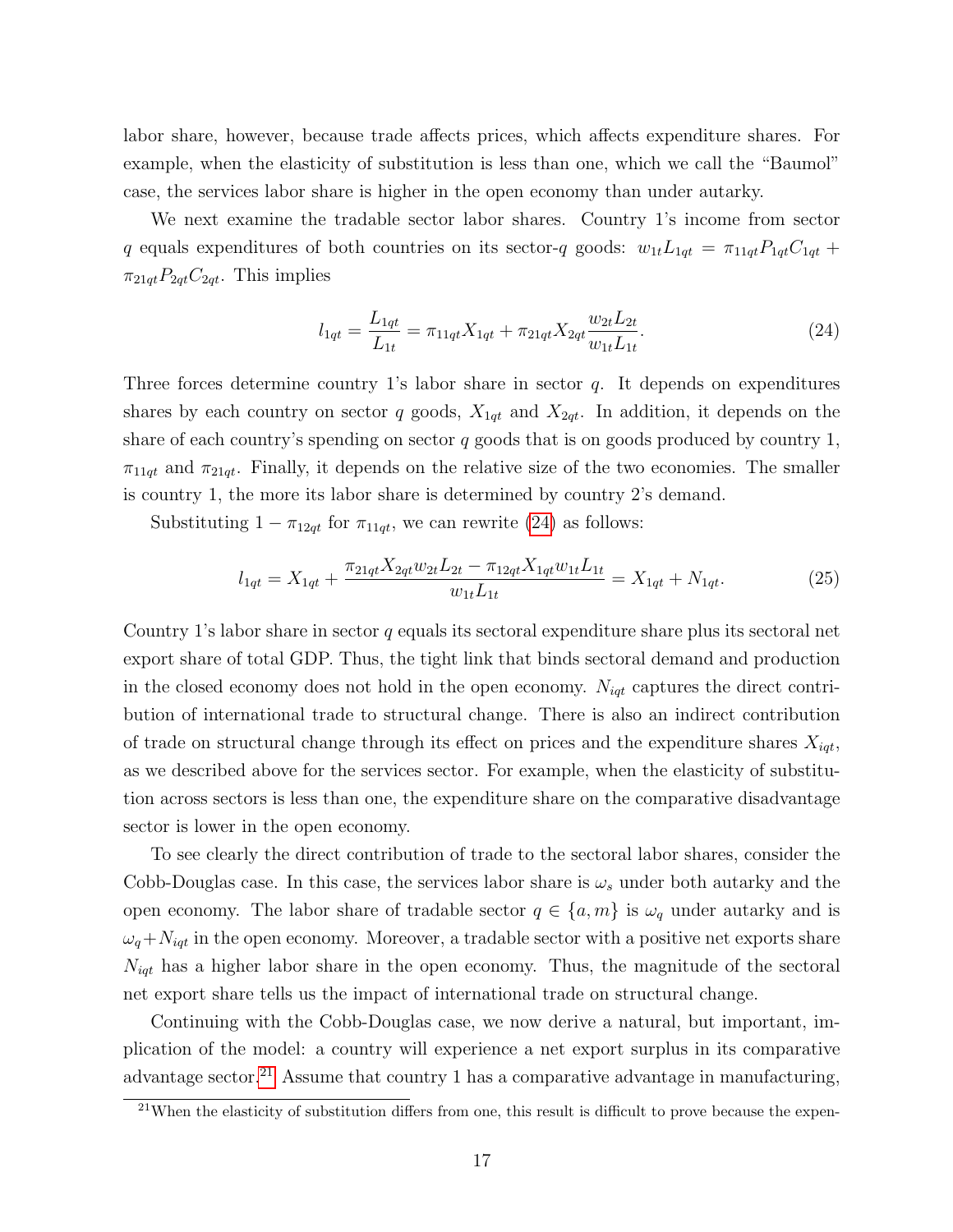labor share, however, because trade affects prices, which affects expenditure shares. For example, when the elasticity of substitution is less than one, which we call the "Baumol" case, the services labor share is higher in the open economy than under autarky.

We next examine the tradable sector labor shares. Country 1's income from sector $q$ equals expenditures of both countries on its sector-$q$ goods: $w_{1t}L_{1qt} = \pi_{11qt}P_{1qt}C_{1qt} + \pi_{21qt}P_{2qt}C_{2qt}$. This implies

$$l_{1qt} = \frac{L_{1qt}}{L_{1t}} = \pi_{11qt}X_{1qt} + \pi_{21qt}X_{2qt}\frac{w_{2t}L_{2t}}{w_{1t}L_{1t}}. \tag{24}$$

Three forces determine country 1's labor share in sector $q$. It depends on expenditures shares by each country on sector $q$ goods, $X_{1qt}$ and $X_{2qt}$. In addition, it depends on the share of each country's spending on sector $q$ goods that is on goods produced by country 1, $\pi_{11qt}$ and $\pi_{21qt}$. Finally, it depends on the relative size of the two economies. The smaller is country 1, the more its labor share is determined by country 2's demand.

Substituting $1 - \pi_{12qt}$ for $\pi_{11qt}$, we can rewrite (24) as follows:

$$l_{1qt} = X_{1qt} + \frac{\pi_{21qt}X_{2qt}w_{2t}L_{2t} - \pi_{12qt}X_{1qt}w_{1t}L_{1t}}{w_{1t}L_{1t}} = X_{1qt} + N_{1qt}. \tag{25}$$

Country 1's labor share in sector $q$ equals its sectoral expenditure share plus its sectoral net export share of total GDP. Thus, the tight link that binds sectoral demand and production in the closed economy does not hold in the open economy. $N_{iqt}$ captures the direct contribution of international trade to structural change. There is also an indirect contribution of trade on structural change through its effect on prices and the expenditure shares $X_{iqt}$, as we described above for the services sector. For example, when the elasticity of substitution across sectors is less than one, the expenditure share on the comparative disadvantage sector is lower in the open economy.

To see clearly the direct contribution of trade to the sectoral labor shares, consider the Cobb-Douglas case. In this case, the services labor share is $\omega_s$ under both autarky and the open economy. The labor share of tradable sector $q \in \{a, m\}$ is $\omega_q$ under autarky and is $\omega_q + N_{iqt}$ in the open economy. Moreover, a tradable sector with a positive net exports share $N_{iqt}$ has a higher labor share in the open economy. Thus, the magnitude of the sectoral net export share tells us the impact of international trade on structural change.

Continuing with the Cobb-Douglas case, we now derive a natural, but important, implication of the model: a country will experience a net export surplus in its comparative advantage sector.[21] Assume that country 1 has a comparative advantage in manufacturing,

[21] When the elasticity of substitution differs from one, this result is difficult to prove because the expen-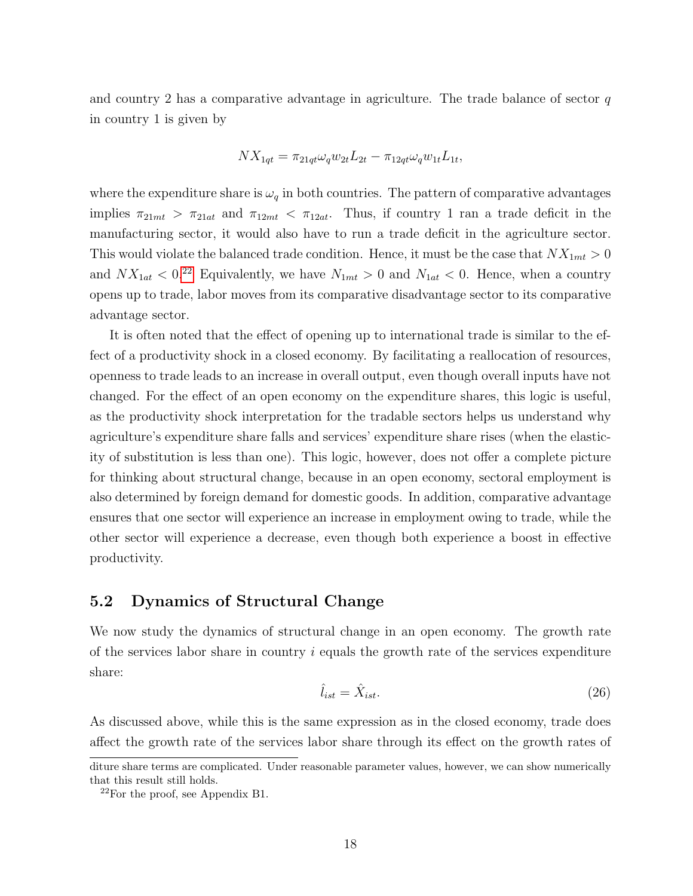and country 2 has a comparative advantage in agriculture. The trade balance of sector $q$ in country 1 is given by

$$NX_{1qt} = \pi_{21qt}\omega_q w_{2t} L_{2t} - \pi_{12qt}\omega_q w_{1t} L_{1t},$$

where the expenditure share is $\omega_q$ in both countries. The pattern of comparative advantages implies $\pi_{21mt} > \pi_{21at}$ and $\pi_{12mt} < \pi_{12at}$. Thus, if country 1 ran a trade deficit in the manufacturing sector, it would also have to run a trade deficit in the agriculture sector. This would violate the balanced trade condition. Hence, it must be the case that $NX_{1mt} > 0$ and $NX_{1at} < 0$.[22] Equivalently, we have $N_{1mt} > 0$ and $N_{1at} < 0$. Hence, when a country opens up to trade, labor moves from its comparative disadvantage sector to its comparative advantage sector.

It is often noted that the effect of opening up to international trade is similar to the effect of a productivity shock in a closed economy. By facilitating a reallocation of resources, openness to trade leads to an increase in overall output, even though overall inputs have not changed. For the effect of an open economy on the expenditure shares, this logic is useful, as the productivity shock interpretation for the tradable sectors helps us understand why agriculture's expenditure share falls and services' expenditure share rises (when the elasticity of substitution is less than one). This logic, however, does not offer a complete picture for thinking about structural change, because in an open economy, sectoral employment is also determined by foreign demand for domestic goods. In addition, comparative advantage ensures that one sector will experience an increase in employment owing to trade, while the other sector will experience a decrease, even though both experience a boost in effective productivity.

## 5.2 Dynamics of Structural Change

We now study the dynamics of structural change in an open economy. The growth rate of the services labor share in country $i$ equals the growth rate of the services expenditure share:

$$\hat{l}_{ist} = \hat{X}_{ist}. \tag{26}$$

As discussed above, while this is the same expression as in the closed economy, trade does affect the growth rate of the services labor share through its effect on the growth rates of

diture share terms are complicated. Under reasonable parameter values, however, we can show numerically that this result still holds.

[22] For the proof, see Appendix B1.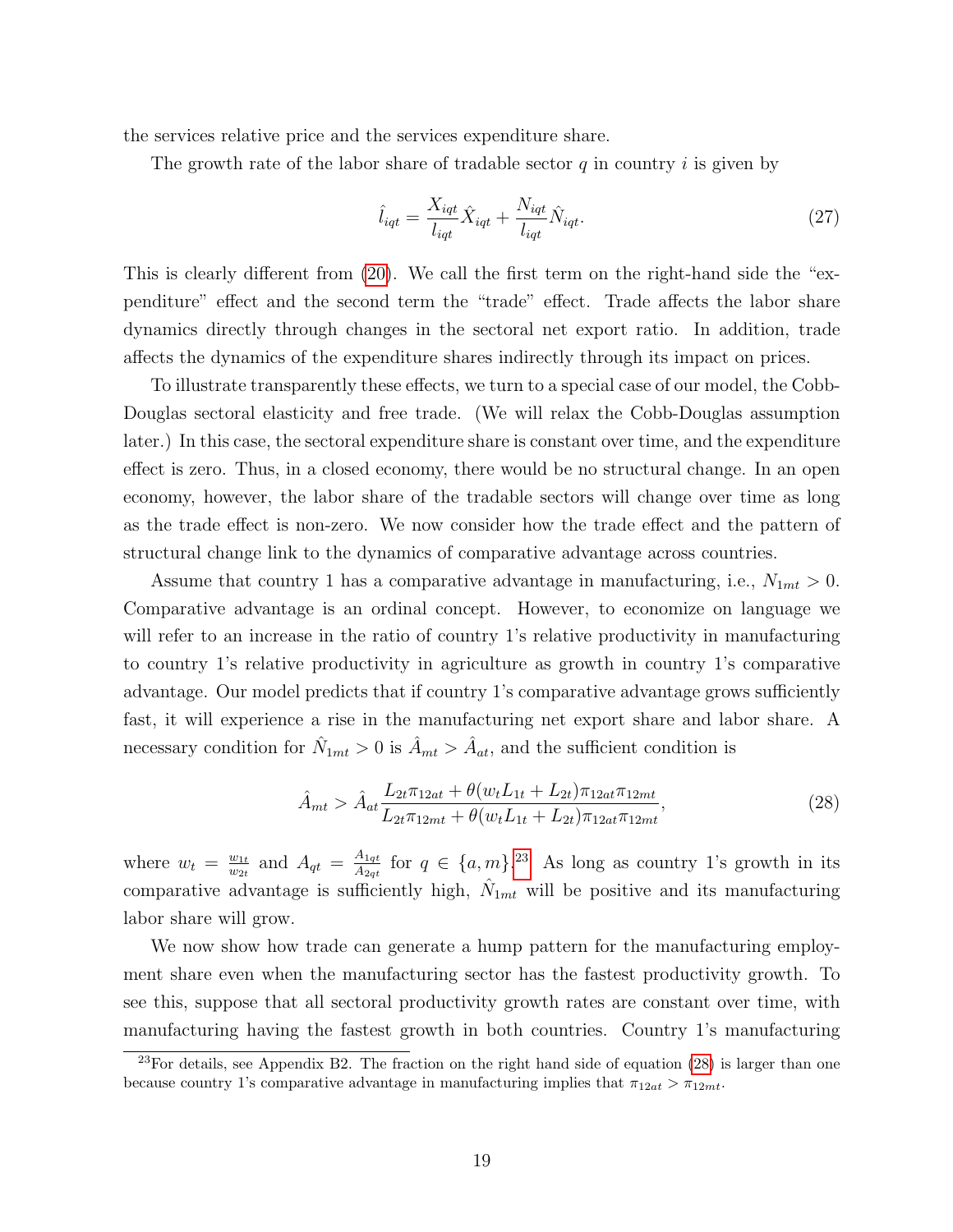the services relative price and the services expenditure share.

The growth rate of the labor share of tradable sector $q$ in country $i$ is given by

$$\hat{l}_{iqt} = \frac{X_{iqt}}{l_{iqt}} \hat{X}_{iqt} + \frac{N_{iqt}}{l_{iqt}} \hat{N}_{iqt}. \tag{27}$$

This is clearly different from (20). We call the first term on the right-hand side the "expenditure" effect and the second term the "trade" effect. Trade affects the labor share dynamics directly through changes in the sectoral net export ratio. In addition, trade affects the dynamics of the expenditure shares indirectly through its impact on prices.

To illustrate transparently these effects, we turn to a special case of our model, the Cobb-Douglas sectoral elasticity and free trade. (We will relax the Cobb-Douglas assumption later.) In this case, the sectoral expenditure share is constant over time, and the expenditure effect is zero. Thus, in a closed economy, there would be no structural change. In an open economy, however, the labor share of the tradable sectors will change over time as long as the trade effect is non-zero. We now consider how the trade effect and the pattern of structural change link to the dynamics of comparative advantage across countries.

Assume that country 1 has a comparative advantage in manufacturing, i.e., $N_{1mt} > 0$. Comparative advantage is an ordinal concept. However, to economize on language we will refer to an increase in the ratio of country 1's relative productivity in manufacturing to country 1's relative productivity in agriculture as growth in country 1's comparative advantage. Our model predicts that if country 1's comparative advantage grows sufficiently fast, it will experience a rise in the manufacturing net export share and labor share. A necessary condition for $\hat{N}_{1mt} > 0$ is $\hat{A}_{mt} > \hat{A}_{at}$, and the sufficient condition is

$$\hat{A}_{mt} > \hat{A}_{at} \frac{L_{2t}\pi_{12at} + \theta(w_t L_{1t} + L_{2t})\pi_{12at}\pi_{12mt}}{L_{2t}\pi_{12mt} + \theta(w_t L_{1t} + L_{2t})\pi_{12at}\pi_{12mt}}, \tag{28}$$

where $w_t = \frac{w_{1t}}{w_{2t}}$ and $A_{qt} = \frac{A_{1qt}}{A_{2qt}}$ for $q \in \{a, m\}$.[23] As long as country 1's growth in its comparative advantage is sufficiently high, $\hat{N}_{1mt}$ will be positive and its manufacturing labor share will grow.

We now show how trade can generate a hump pattern for the manufacturing employment share even when the manufacturing sector has the fastest productivity growth. To see this, suppose that all sectoral productivity growth rates are constant over time, with manufacturing having the fastest growth in both countries. Country 1's manufacturing

[23] For details, see Appendix B2. The fraction on the right hand side of equation (28) is larger than one because country 1's comparative advantage in manufacturing implies that $\pi_{12at} > \pi_{12mt}$.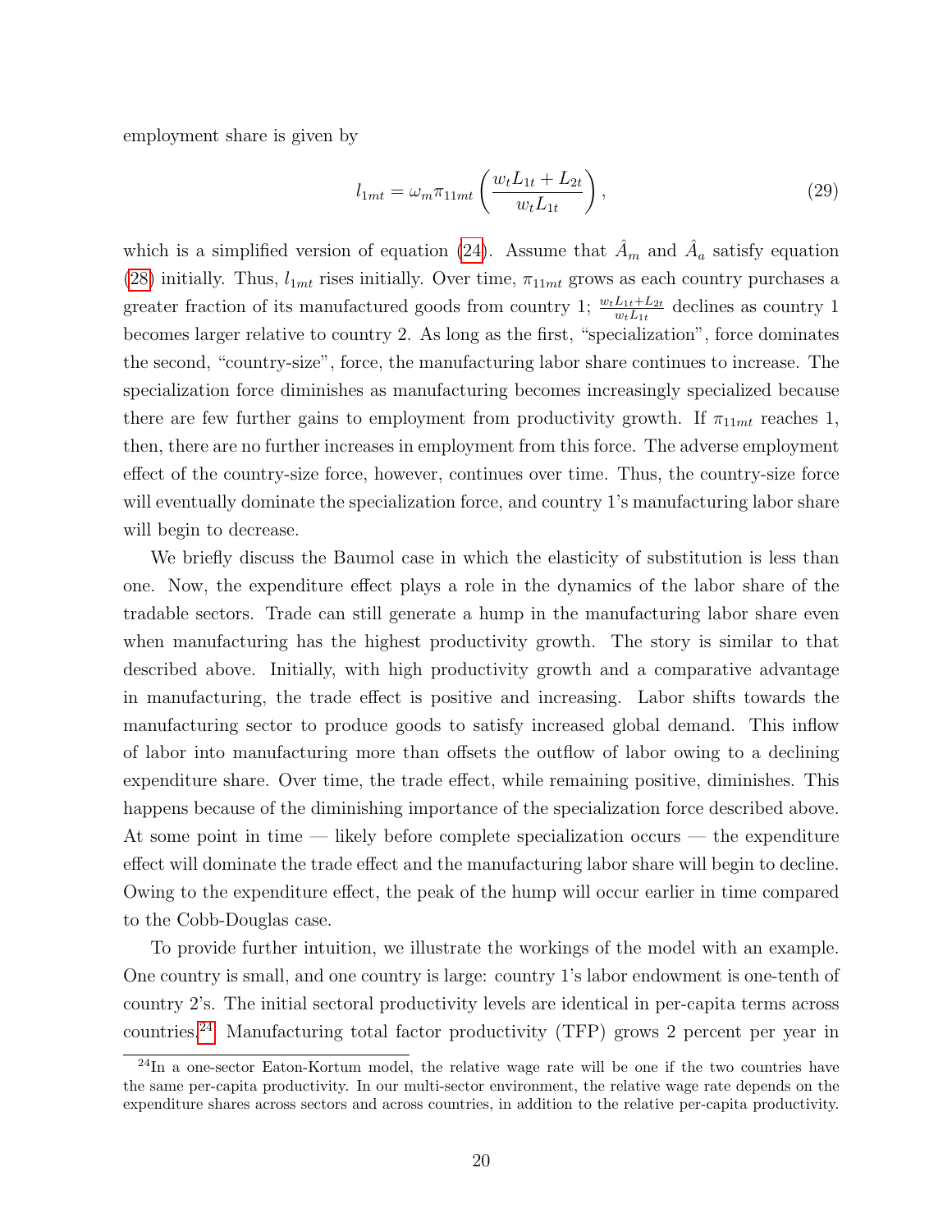employment share is given by

$$l_{1mt} = \omega_m \pi_{11mt} \left( \frac{w_t L_{1t} + L_{2t}}{w_t L_{1t}} \right), \tag{29}$$

which is a simplified version of equation (24). Assume that $\hat{A}_m$ and $\hat{A}_a$ satisfy equation (28) initially. Thus, $l_{1mt}$ rises initially. Over time, $\pi_{11mt}$ grows as each country purchases a greater fraction of its manufactured goods from country 1; $\frac{w_t L_{1t} + L_{2t}}{w_t L_{1t}}$ declines as country 1 becomes larger relative to country 2. As long as the first, "specialization", force dominates the second, "country-size", force, the manufacturing labor share continues to increase. The specialization force diminishes as manufacturing becomes increasingly specialized because there are few further gains to employment from productivity growth. If $\pi_{11mt}$ reaches 1, then, there are no further increases in employment from this force. The adverse employment effect of the country-size force, however, continues over time. Thus, the country-size force will eventually dominate the specialization force, and country 1's manufacturing labor share will begin to decrease.

We briefly discuss the Baumol case in which the elasticity of substitution is less than one. Now, the expenditure effect plays a role in the dynamics of the labor share of the tradable sectors. Trade can still generate a hump in the manufacturing labor share even when manufacturing has the highest productivity growth. The story is similar to that described above. Initially, with high productivity growth and a comparative advantage in manufacturing, the trade effect is positive and increasing. Labor shifts towards the manufacturing sector to produce goods to satisfy increased global demand. This inflow of labor into manufacturing more than offsets the outflow of labor owing to a declining expenditure share. Over time, the trade effect, while remaining positive, diminishes. This happens because of the diminishing importance of the specialization force described above. At some point in time — likely before complete specialization occurs — the expenditure effect will dominate the trade effect and the manufacturing labor share will begin to decline. Owing to the expenditure effect, the peak of the hump will occur earlier in time compared to the Cobb-Douglas case.

To provide further intuition, we illustrate the workings of the model with an example. One country is small, and one country is large: country 1's labor endowment is one-tenth of country 2's. The initial sectoral productivity levels are identical in per-capita terms across countries.[24] Manufacturing total factor productivity (TFP) grows 2 percent per year in

[24] In a one-sector Eaton-Kortum model, the relative wage rate will be one if the two countries have the same per-capita productivity. In our multi-sector environment, the relative wage rate depends on the expenditure shares across sectors and across countries, in addition to the relative per-capita productivity.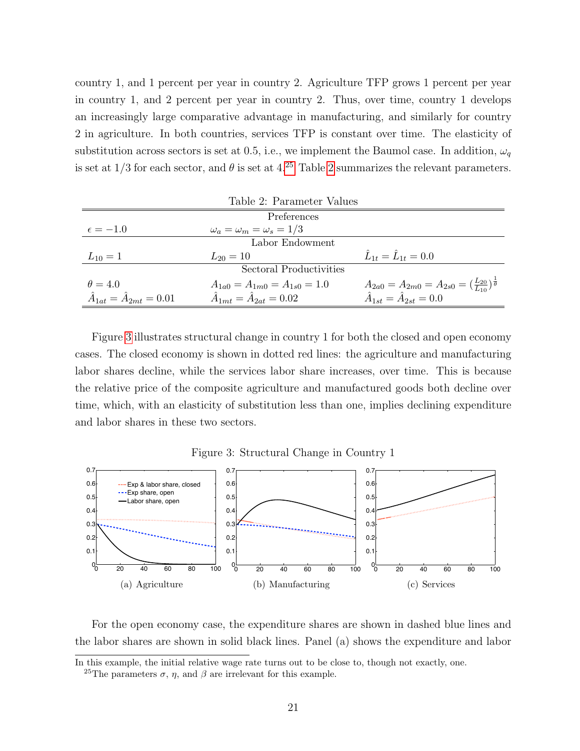country 1, and 1 percent per year in country 2. Agriculture TFP grows 1 percent per year in country 1, and 2 percent per year in country 2. Thus, over time, country 1 develops an increasingly large comparative advantage in manufacturing, and similarly for country 2 in agriculture. In both countries, services TFP is constant over time. The elasticity of substitution across sectors is set at 0.5, i.e., we implement the Baumol case. In addition, $\omega_q$ is set at 1/3 for each sector, and $\theta$ is set at 4.[25] Table 2 summarizes the relevant parameters.

Table 2: Parameter Values

| | | |
|---|---|---|
| | Preferences | |
| $\epsilon = -1.0$ | $\omega_a = \omega_m = \omega_s = 1/3$ | |
| | Labor Endowment | |
| $L_{10} = 1$ | $L_{20} = 10$ | $\hat{L}_{1t} = \hat{L}_{1t} = 0.0$ |
| | Sectoral Productivities | |
| $\theta = 4.0$ | $A_{1a0} = A_{1m0} = A_{1s0} = 1.0$ | $A_{2a0} = A_{2m0} = A_{2s0} = (\frac{L_{20}}{L_{10}})^{\frac{1}{\theta}}$ |
| $\hat{A}_{1at} = \hat{A}_{2mt} = 0.01$ | $\hat{A}_{1mt} = \hat{A}_{2at} = 0.02$ | $\hat{A}_{1st} = \hat{A}_{2st} = 0.0$ |

Figure 3 illustrates structural change in country 1 for both the closed and open economy cases. The closed economy is shown in dotted red lines: the agriculture and manufacturing labor shares decline, while the services labor share increases, over time. This is because the relative price of the composite agriculture and manufactured goods both decline over time, which, with an elasticity of substitution less than one, implies declining expenditure and labor shares in these two sectors.

Figure 3: Structural Change in Country 1

(a) Agriculture (b) Manufacturing (c) Services

For the open economy case, the expenditure shares are shown in dashed blue lines and the labor shares are shown in solid black lines. Panel (a) shows the expenditure and labor

In this example, the initial relative wage rate turns out to be close to, though not exactly, one.

[25]The parameters $\sigma$, $\eta$, and $\beta$ are irrelevant for this example.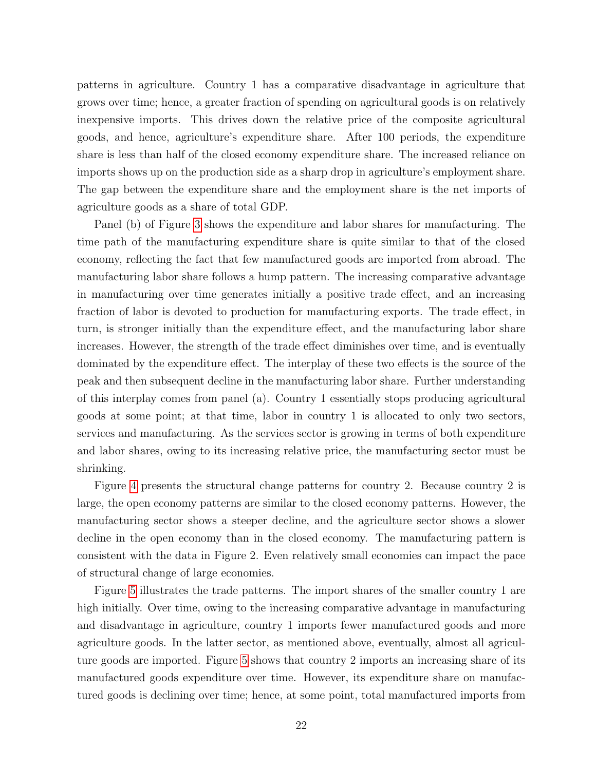patterns in agriculture. Country 1 has a comparative disadvantage in agriculture that grows over time; hence, a greater fraction of spending on agricultural goods is on relatively inexpensive imports. This drives down the relative price of the composite agricultural goods, and hence, agriculture's expenditure share. After 100 periods, the expenditure share is less than half of the closed economy expenditure share. The increased reliance on imports shows up on the production side as a sharp drop in agriculture's employment share. The gap between the expenditure share and the employment share is the net imports of agriculture goods as a share of total GDP.

Panel (b) of Figure 3 shows the expenditure and labor shares for manufacturing. The time path of the manufacturing expenditure share is quite similar to that of the closed economy, reflecting the fact that few manufactured goods are imported from abroad. The manufacturing labor share follows a hump pattern. The increasing comparative advantage in manufacturing over time generates initially a positive trade effect, and an increasing fraction of labor is devoted to production for manufacturing exports. The trade effect, in turn, is stronger initially than the expenditure effect, and the manufacturing labor share increases. However, the strength of the trade effect diminishes over time, and is eventually dominated by the expenditure effect. The interplay of these two effects is the source of the peak and then subsequent decline in the manufacturing labor share. Further understanding of this interplay comes from panel (a). Country 1 essentially stops producing agricultural goods at some point; at that time, labor in country 1 is allocated to only two sectors, services and manufacturing. As the services sector is growing in terms of both expenditure and labor shares, owing to its increasing relative price, the manufacturing sector must be shrinking.

Figure 4 presents the structural change patterns for country 2. Because country 2 is large, the open economy patterns are similar to the closed economy patterns. However, the manufacturing sector shows a steeper decline, and the agriculture sector shows a slower decline in the open economy than in the closed economy. The manufacturing pattern is consistent with the data in Figure 2. Even relatively small economies can impact the pace of structural change of large economies.

Figure 5 illustrates the trade patterns. The import shares of the smaller country 1 are high initially. Over time, owing to the increasing comparative advantage in manufacturing and disadvantage in agriculture, country 1 imports fewer manufactured goods and more agriculture goods. In the latter sector, as mentioned above, eventually, almost all agriculture goods are imported. Figure 5 shows that country 2 imports an increasing share of its manufactured goods expenditure over time. However, its expenditure share on manufactured goods is declining over time; hence, at some point, total manufactured imports from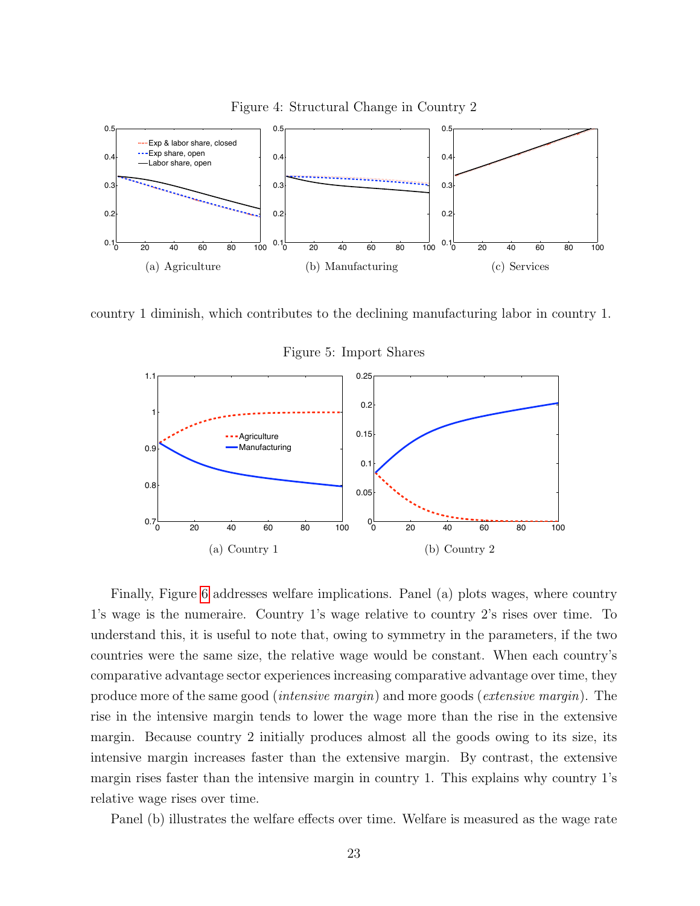Figure 4: Structural Change in Country 2

(a) Agriculture (b) Manufacturing (c) Services

country 1 diminish, which contributes to the declining manufacturing labor in country 1.

Figure 5: Import Shares

(a) Country 1 (b) Country 2

Finally, Figure 6 addresses welfare implications. Panel (a) plots wages, where country 1's wage is the numeraire. Country 1's wage relative to country 2's rises over time. To understand this, it is useful to note that, owing to symmetry in the parameters, if the two countries were the same size, the relative wage would be constant. When each country's comparative advantage sector experiences increasing comparative advantage over time, they produce more of the same good (*intensive margin*) and more goods (*extensive margin*). The rise in the intensive margin tends to lower the wage more than the rise in the extensive margin. Because country 2 initially produces almost all the goods owing to its size, its intensive margin increases faster than the extensive margin. By contrast, the extensive margin rises faster than the intensive margin in country 1. This explains why country 1's relative wage rises over time.

Panel (b) illustrates the welfare effects over time. Welfare is measured as the wage rate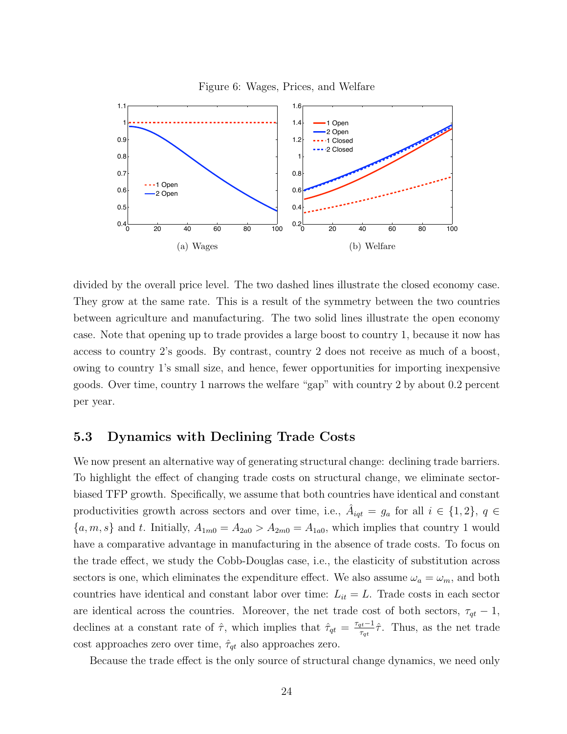Figure 6: Wages, Prices, and Welfare

(a) Wages

(b) Welfare

divided by the overall price level. The two dashed lines illustrate the closed economy case. They grow at the same rate. This is a result of the symmetry between the two countries between agriculture and manufacturing. The two solid lines illustrate the open economy case. Note that opening up to trade provides a large boost to country 1, because it now has access to country 2's goods. By contrast, country 2 does not receive as much of a boost, owing to country 1's small size, and hence, fewer opportunities for importing inexpensive goods. Over time, country 1 narrows the welfare "gap" with country 2 by about 0.2 percent per year.

## 5.3 Dynamics with Declining Trade Costs

We now present an alternative way of generating structural change: declining trade barriers. To highlight the effect of changing trade costs on structural change, we eliminate sector-biased TFP growth. Specifically, we assume that both countries have identical and constant productivities growth across sectors and over time, i.e., $\hat{A}_{iqt} = g_a$ for all $i \in \{1, 2\}$, $q \in \{a, m, s\}$ and $t$. Initially, $A_{1m0} = A_{2a0} > A_{2m0} = A_{1a0}$, which implies that country 1 would have a comparative advantage in manufacturing in the absence of trade costs. To focus on the trade effect, we study the Cobb-Douglas case, i.e., the elasticity of substitution across sectors is one, which eliminates the expenditure effect. We also assume $\omega_a = \omega_m$, and both countries have identical and constant labor over time: $L_{it} = L$. Trade costs in each sector are identical across the countries. Moreover, the net trade cost of both sectors, $\tau_{qt} - 1$, declines at a constant rate of $\hat{\tau}$, which implies that $\hat{\tau}_{qt} = \frac{\tau_{qt}-1}{\tau_{qt}}\hat{\tau}$. Thus, as the net trade cost approaches zero over time, $\hat{\tau}_{qt}$ also approaches zero.

Because the trade effect is the only source of structural change dynamics, we need only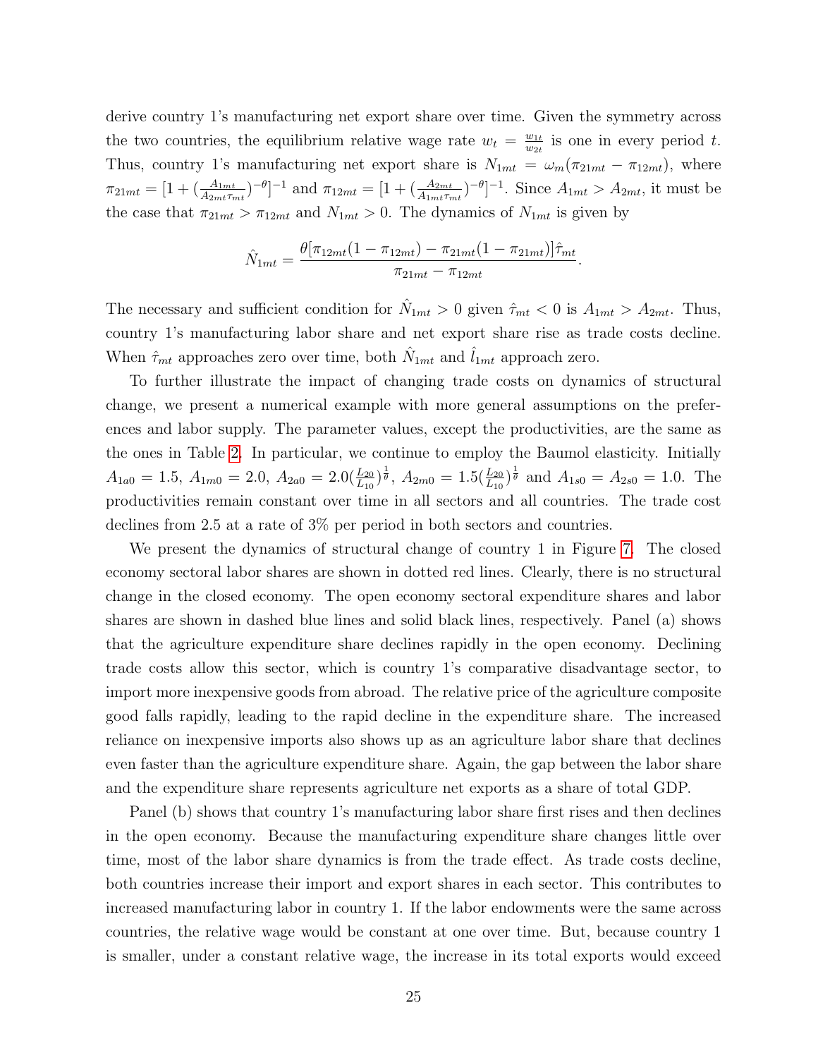derive country 1's manufacturing net export share over time. Given the symmetry across the two countries, the equilibrium relative wage rate $w_t = \frac{w_{1t}}{w_{2t}}$ is one in every period $t$. Thus, country 1's manufacturing net export share is $N_{1mt} = \omega_m(\pi_{21mt} - \pi_{12mt})$, where $\pi_{21mt} = [1 + (\frac{A_{1mt}}{A_{2mt}\tau_{mt}})^{-\theta}]^{-1}$ and $\pi_{12mt} = [1 + (\frac{A_{2mt}}{A_{1mt}\tau_{mt}})^{-\theta}]^{-1}$. Since $A_{1mt} > A_{2mt}$, it must be the case that $\pi_{21mt} > \pi_{12mt}$ and $N_{1mt} > 0$. The dynamics of $N_{1mt}$ is given by

$$\hat{N}_{1mt} = \frac{\theta[\pi_{12mt}(1 - \pi_{12mt}) - \pi_{21mt}(1 - \pi_{21mt})]\hat{\tau}_{mt}}{\pi_{21mt} - \pi_{12mt}}.$$

The necessary and sufficient condition for $\hat{N}_{1mt} > 0$ given $\hat{\tau}_{mt} < 0$ is $A_{1mt} > A_{2mt}$. Thus, country 1's manufacturing labor share and net export share rise as trade costs decline. When $\hat{\tau}_{mt}$ approaches zero over time, both $\hat{N}_{1mt}$ and $\hat{l}_{1mt}$ approach zero.

To further illustrate the impact of changing trade costs on dynamics of structural change, we present a numerical example with more general assumptions on the preferences and labor supply. The parameter values, except the productivities, are the same as the ones in Table 2. In particular, we continue to employ the Baumol elasticity. Initially $A_{1a0} = 1.5$, $A_{1m0} = 2.0$, $A_{2a0} = 2.0(\frac{L_{20}}{L_{10}})^{\frac{1}{\theta}}$, $A_{2m0} = 1.5(\frac{L_{20}}{L_{10}})^{\frac{1}{\theta}}$ and $A_{1s0} = A_{2s0} = 1.0$. The productivities remain constant over time in all sectors and all countries. The trade cost declines from 2.5 at a rate of 3% per period in both sectors and countries.

We present the dynamics of structural change of country 1 in Figure 7. The closed economy sectoral labor shares are shown in dotted red lines. Clearly, there is no structural change in the closed economy. The open economy sectoral expenditure shares and labor shares are shown in dashed blue lines and solid black lines, respectively. Panel (a) shows that the agriculture expenditure share declines rapidly in the open economy. Declining trade costs allow this sector, which is country 1's comparative disadvantage sector, to import more inexpensive goods from abroad. The relative price of the agriculture composite good falls rapidly, leading to the rapid decline in the expenditure share. The increased reliance on inexpensive imports also shows up as an agriculture labor share that declines even faster than the agriculture expenditure share. Again, the gap between the labor share and the expenditure share represents agriculture net exports as a share of total GDP.

Panel (b) shows that country 1's manufacturing labor share first rises and then declines in the open economy. Because the manufacturing expenditure share changes little over time, most of the labor share dynamics is from the trade effect. As trade costs decline, both countries increase their import and export shares in each sector. This contributes to increased manufacturing labor in country 1. If the labor endowments were the same across countries, the relative wage would be constant at one over time. But, because country 1 is smaller, under a constant relative wage, the increase in its total exports would exceed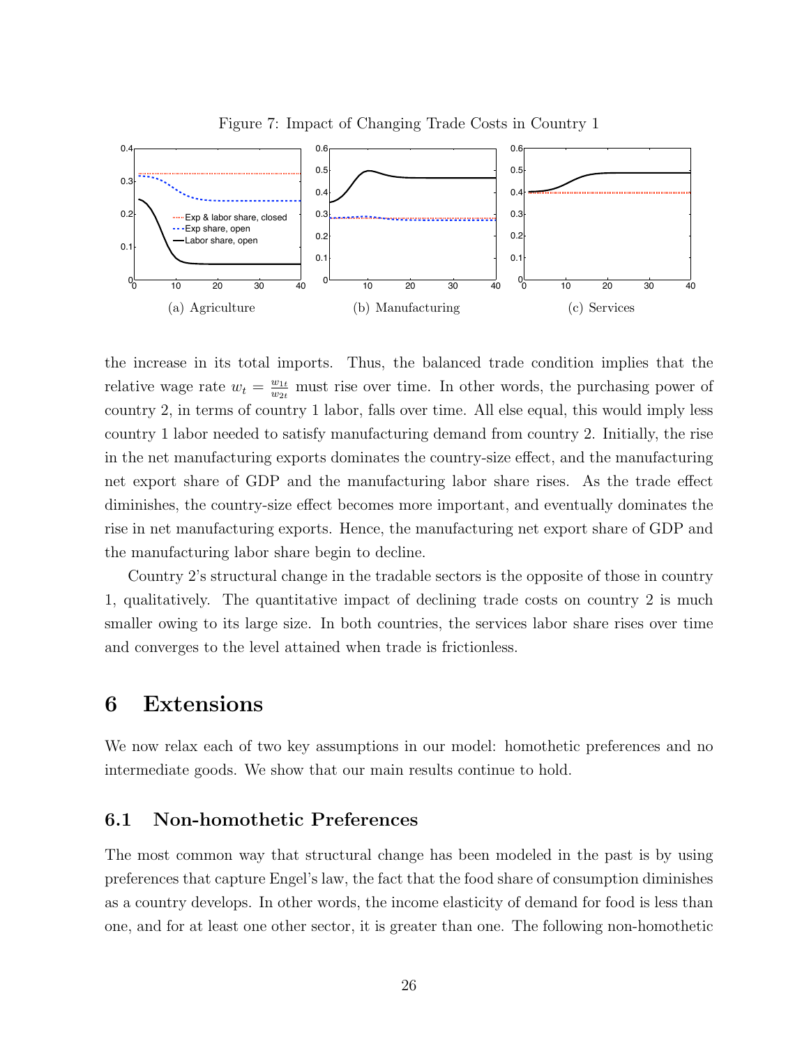Figure 7: Impact of Changing Trade Costs in Country 1

(a) Agriculture (b) Manufacturing (c) Services

the increase in its total imports. Thus, the balanced trade condition implies that the relative wage rate $w_t = \frac{w_{1t}}{w_{2t}}$ must rise over time. In other words, the purchasing power of country 2, in terms of country 1 labor, falls over time. All else equal, this would imply less country 1 labor needed to satisfy manufacturing demand from country 2. Initially, the rise in the net manufacturing exports dominates the country-size effect, and the manufacturing net export share of GDP and the manufacturing labor share rises. As the trade effect diminishes, the country-size effect becomes more important, and eventually dominates the rise in net manufacturing exports. Hence, the manufacturing net export share of GDP and the manufacturing labor share begin to decline.

Country 2's structural change in the tradable sectors is the opposite of those in country 1, qualitatively. The quantitative impact of declining trade costs on country 2 is much smaller owing to its large size. In both countries, the services labor share rises over time and converges to the level attained when trade is frictionless.

# 6 Extensions

We now relax each of two key assumptions in our model: homothetic preferences and no intermediate goods. We show that our main results continue to hold.

## 6.1 Non-homothetic Preferences

The most common way that structural change has been modeled in the past is by using preferences that capture Engel's law, the fact that the food share of consumption diminishes as a country develops. In other words, the income elasticity of demand for food is less than one, and for at least one other sector, it is greater than one. The following non-homothetic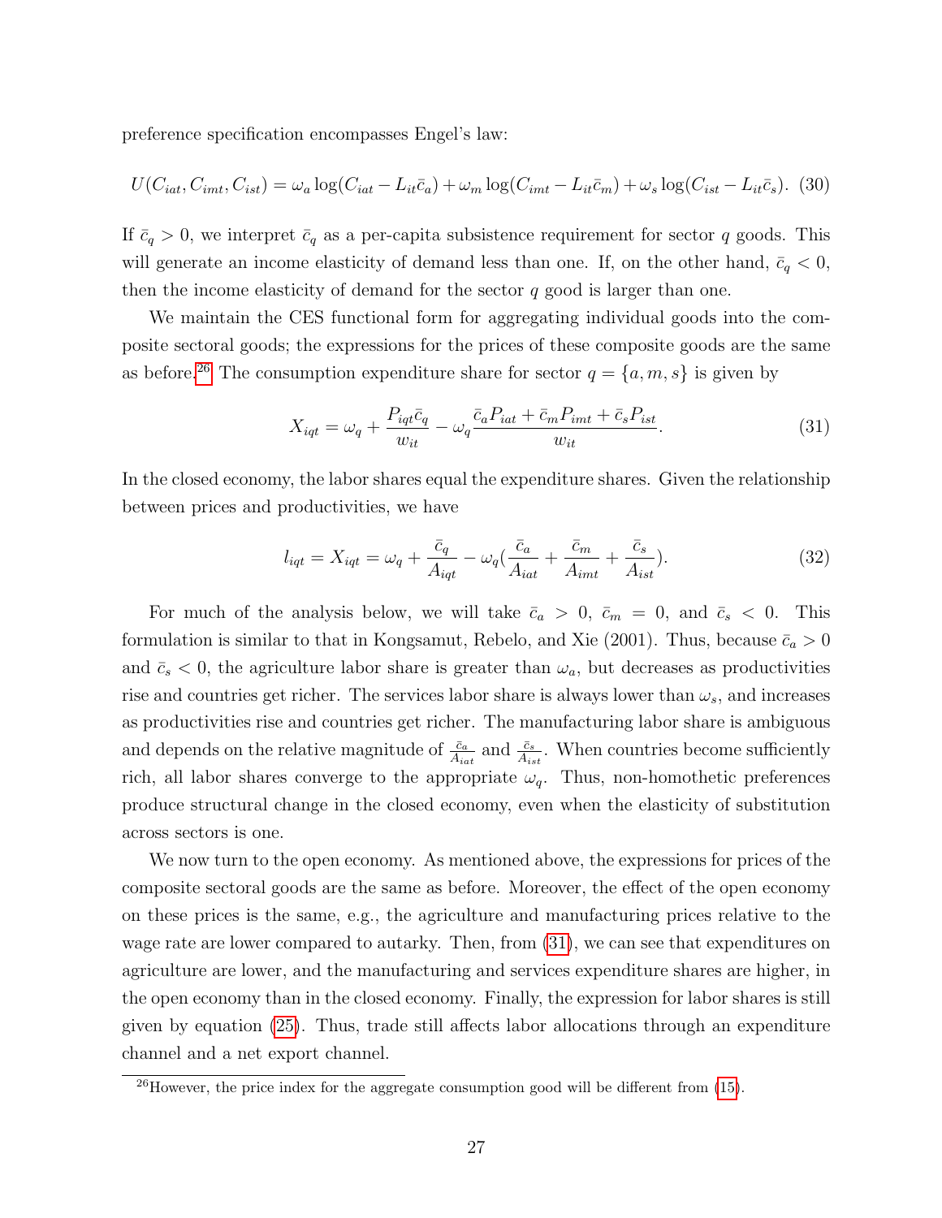preference specification encompasses Engel's law:

$$U(C_{iat}, C_{imt}, C_{ist}) = \omega_a \log(C_{iat} - L_{it}\bar{c}_a) + \omega_m \log(C_{imt} - L_{it}\bar{c}_m) + \omega_s \log(C_{ist} - L_{it}\bar{c}_s). \quad (30)$$

If $\bar{c}_q > 0$, we interpret $\bar{c}_q$ as a per-capita subsistence requirement for sector $q$ goods. This will generate an income elasticity of demand less than one. If, on the other hand, $\bar{c}_q < 0$, then the income elasticity of demand for the sector $q$ good is larger than one.

We maintain the CES functional form for aggregating individual goods into the composite sectoral goods; the expressions for the prices of these composite goods are the same as before.[26] The consumption expenditure share for sector $q = \{a, m, s\}$ is given by

$$X_{iqt} = \omega_q + \frac{P_{iqt}\bar{c}_q}{w_{it}} - \omega_q \frac{\bar{c}_a P_{iat} + \bar{c}_m P_{imt} + \bar{c}_s P_{ist}}{w_{it}}. \quad (31)$$

In the closed economy, the labor shares equal the expenditure shares. Given the relationship between prices and productivities, we have

$$l_{iqt} = X_{iqt} = \omega_q + \frac{\bar{c}_q}{A_{iqt}} - \omega_q\left(\frac{\bar{c}_a}{A_{iat}} + \frac{\bar{c}_m}{A_{imt}} + \frac{\bar{c}_s}{A_{ist}}\right). \quad (32)$$

For much of the analysis below, we will take $\bar{c}_a > 0$, $\bar{c}_m = 0$, and $\bar{c}_s < 0$. This formulation is similar to that in Kongsamut, Rebelo, and Xie (2001). Thus, because $\bar{c}_a > 0$ and $\bar{c}_s < 0$, the agriculture labor share is greater than $\omega_a$, but decreases as productivities rise and countries get richer. The services labor share is always lower than $\omega_s$, and increases as productivities rise and countries get richer. The manufacturing labor share is ambiguous and depends on the relative magnitude of $\frac{\bar{c}_a}{A_{iat}}$ and $\frac{\bar{c}_s}{A_{ist}}$. When countries become sufficiently rich, all labor shares converge to the appropriate $\omega_q$. Thus, non-homothetic preferences produce structural change in the closed economy, even when the elasticity of substitution across sectors is one.

We now turn to the open economy. As mentioned above, the expressions for prices of the composite sectoral goods are the same as before. Moreover, the effect of the open economy on these prices is the same, e.g., the agriculture and manufacturing prices relative to the wage rate are lower compared to autarky. Then, from (31), we can see that expenditures on agriculture are lower, and the manufacturing and services expenditure shares are higher, in the open economy than in the closed economy. Finally, the expression for labor shares is still given by equation (25). Thus, trade still affects labor allocations through an expenditure channel and a net export channel.

[26] However, the price index for the aggregate consumption good will be different from (15).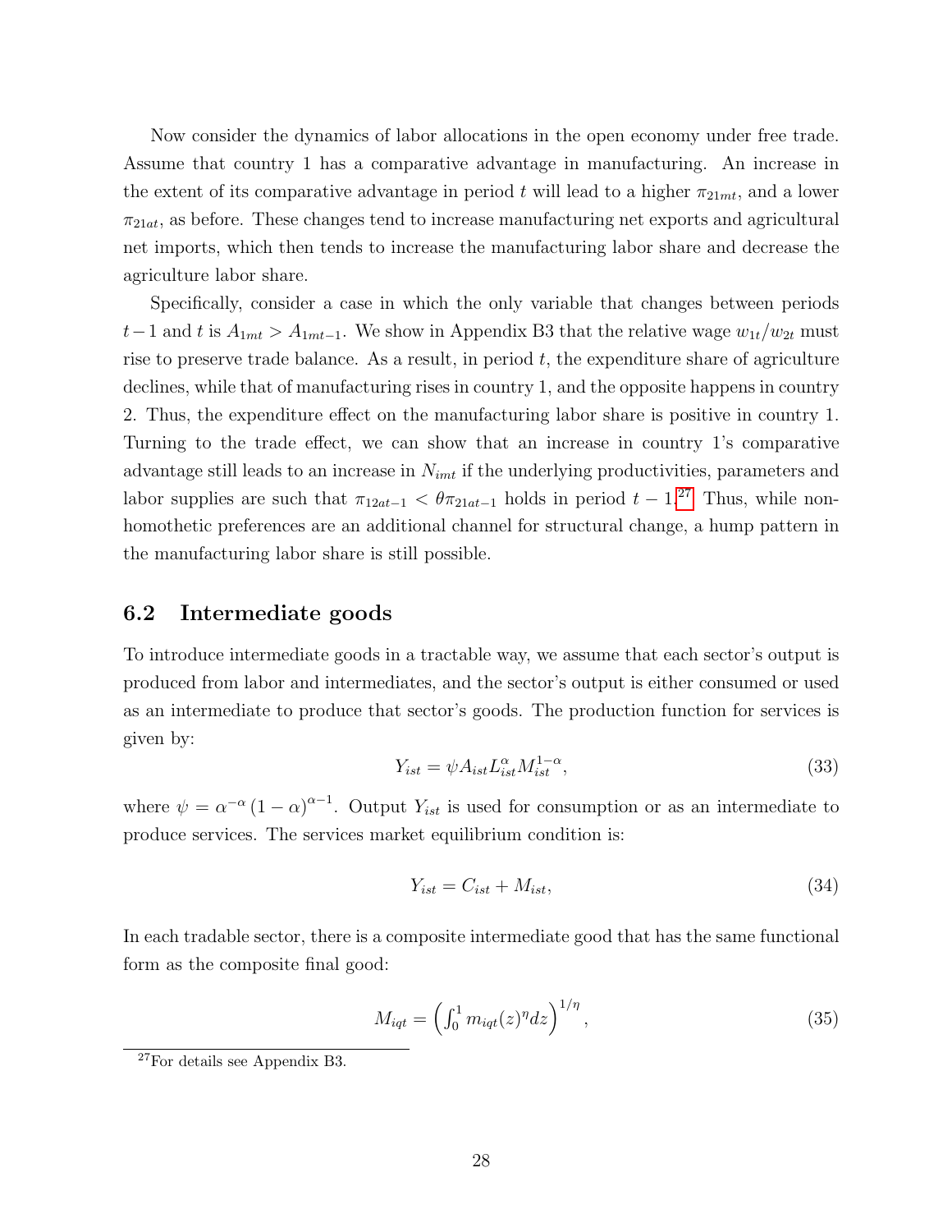Now consider the dynamics of labor allocations in the open economy under free trade. Assume that country 1 has a comparative advantage in manufacturing. An increase in the extent of its comparative advantage in period $t$ will lead to a higher $\pi_{21mt}$, and a lower $\pi_{21at}$, as before. These changes tend to increase manufacturing net exports and agricultural net imports, which then tends to increase the manufacturing labor share and decrease the agriculture labor share.

Specifically, consider a case in which the only variable that changes between periods $t-1$ and $t$ is $A_{1mt} > A_{1mt-1}$. We show in Appendix B3 that the relative wage $w_{1t}/w_{2t}$ must rise to preserve trade balance. As a result, in period $t$, the expenditure share of agriculture declines, while that of manufacturing rises in country 1, and the opposite happens in country 2. Thus, the expenditure effect on the manufacturing labor share is positive in country 1. Turning to the trade effect, we can show that an increase in country 1's comparative advantage still leads to an increase in $N_{imt}$ if the underlying productivities, parameters and labor supplies are such that $\pi_{12at-1} < \theta \pi_{21at-1}$ holds in period $t-1$.[27] Thus, while non-homothetic preferences are an additional channel for structural change, a hump pattern in the manufacturing labor share is still possible.

## 6.2 Intermediate goods

To introduce intermediate goods in a tractable way, we assume that each sector's output is produced from labor and intermediates, and the sector's output is either consumed or used as an intermediate to produce that sector's goods. The production function for services is given by:

$$Y_{ist} = \psi A_{ist} L_{ist}^{\alpha} M_{ist}^{1-\alpha}, \tag{33}$$

where $\psi = \alpha^{-\alpha} (1-\alpha)^{\alpha-1}$. Output $Y_{ist}$ is used for consumption or as an intermediate to produce services. The services market equilibrium condition is:

$$Y_{ist} = C_{ist} + M_{ist}, \tag{34}$$

In each tradable sector, there is a composite intermediate good that has the same functional form as the composite final good:

$$M_{iqt} = \left( \int_0^1 m_{iqt}(z)^{\eta} dz \right)^{1/\eta}, \tag{35}$$

[27] For details see Appendix B3.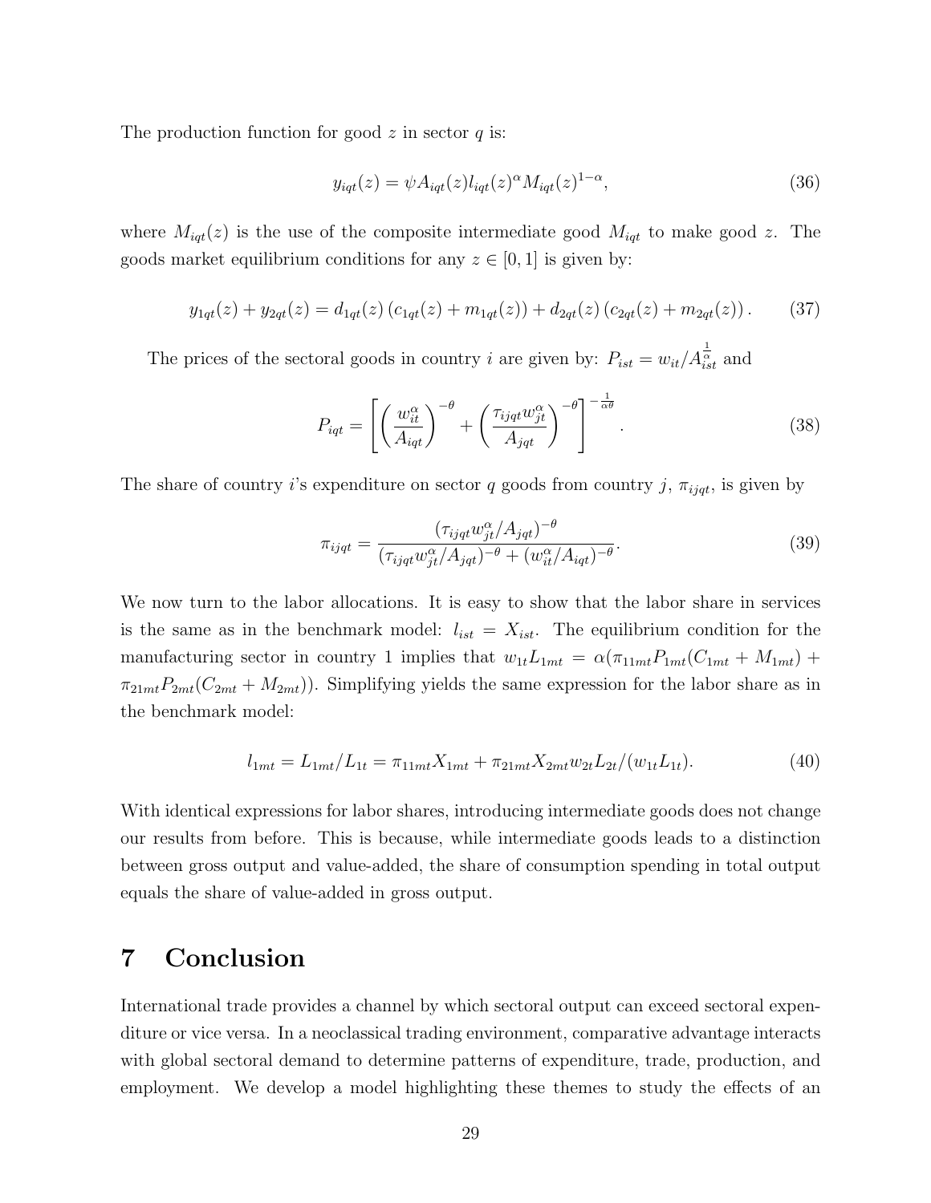The production function for good $z$ in sector $q$ is:

$$y_{iqt}(z) = \psi A_{iqt}(z) l_{iqt}(z)^{\alpha} M_{iqt}(z)^{1-\alpha}, \tag{36}$$

where $M_{iqt}(z)$ is the use of the composite intermediate good $M_{iqt}$ to make good $z$. The goods market equilibrium conditions for any $z \in [0,1]$ is given by:

$$y_{1qt}(z) + y_{2qt}(z) = d_{1qt}(z)\left(c_{1qt}(z) + m_{1qt}(z)\right) + d_{2qt}(z)\left(c_{2qt}(z) + m_{2qt}(z)\right). \tag{37}$$

The prices of the sectoral goods in country $i$ are given by: $P_{ist} = w_{it}/A_{ist}^{\frac{1}{\alpha}}$ and

$$P_{iqt} = \left[\left(\frac{w_{it}^{\alpha}}{A_{iqt}}\right)^{-\theta} + \left(\frac{\tau_{ijqt} w_{jt}^{\alpha}}{A_{jqt}}\right)^{-\theta}\right]^{-\frac{1}{\alpha\theta}}. \tag{38}$$

The share of country $i$'s expenditure on sector $q$ goods from country $j$, $\pi_{ijqt}$, is given by

$$\pi_{ijqt} = \frac{(\tau_{ijqt} w_{jt}^{\alpha}/A_{jqt})^{-\theta}}{(\tau_{ijqt} w_{jt}^{\alpha}/A_{jqt})^{-\theta} + (w_{it}^{\alpha}/A_{iqt})^{-\theta}}. \tag{39}$$

We now turn to the labor allocations. It is easy to show that the labor share in services is the same as in the benchmark model: $l_{ist} = X_{ist}$. The equilibrium condition for the manufacturing sector in country 1 implies that $w_{1t}L_{1mt} = \alpha(\pi_{11mt}P_{1mt}(C_{1mt} + M_{1mt}) + \pi_{21mt}P_{2mt}(C_{2mt} + M_{2mt}))$. Simplifying yields the same expression for the labor share as in the benchmark model:

$$l_{1mt} = L_{1mt}/L_{1t} = \pi_{11mt}X_{1mt} + \pi_{21mt}X_{2mt}w_{2t}L_{2t}/(w_{1t}L_{1t}). \tag{40}$$

With identical expressions for labor shares, introducing intermediate goods does not change our results from before. This is because, while intermediate goods leads to a distinction between gross output and value-added, the share of consumption spending in total output equals the share of value-added in gross output.

# 7 Conclusion

International trade provides a channel by which sectoral output can exceed sectoral expenditure or vice versa. In a neoclassical trading environment, comparative advantage interacts with global sectoral demand to determine patterns of expenditure, trade, production, and employment. We develop a model highlighting these themes to study the effects of an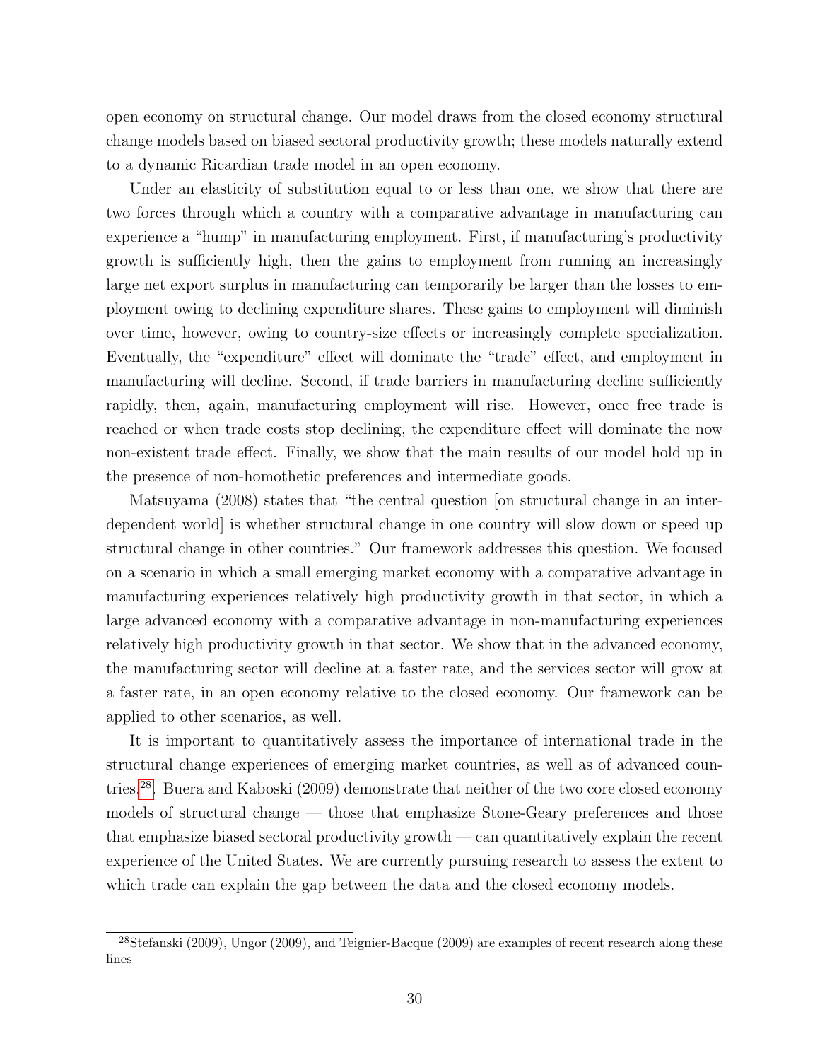open economy on structural change. Our model draws from the closed economy structural change models based on biased sectoral productivity growth; these models naturally extend to a dynamic Ricardian trade model in an open economy.

Under an elasticity of substitution equal to or less than one, we show that there are two forces through which a country with a comparative advantage in manufacturing can experience a "hump" in manufacturing employment. First, if manufacturing's productivity growth is sufficiently high, then the gains to employment from running an increasingly large net export surplus in manufacturing can temporarily be larger than the losses to employment owing to declining expenditure shares. These gains to employment will diminish over time, however, owing to country-size effects or increasingly complete specialization. Eventually, the "expenditure" effect will dominate the "trade" effect, and employment in manufacturing will decline. Second, if trade barriers in manufacturing decline sufficiently rapidly, then, again, manufacturing employment will rise. However, once free trade is reached or when trade costs stop declining, the expenditure effect will dominate the now non-existent trade effect. Finally, we show that the main results of our model hold up in the presence of non-homothetic preferences and intermediate goods.

Matsuyama (2008) states that "the central question [on structural change in an interdependent world] is whether structural change in one country will slow down or speed up structural change in other countries." Our framework addresses this question. We focused on a scenario in which a small emerging market economy with a comparative advantage in manufacturing experiences relatively high productivity growth in that sector, in which a large advanced economy with a comparative advantage in non-manufacturing experiences relatively high productivity growth in that sector. We show that in the advanced economy, the manufacturing sector will decline at a faster rate, and the services sector will grow at a faster rate, in an open economy relative to the closed economy. Our framework can be applied to other scenarios, as well.

It is important to quantitatively assess the importance of international trade in the structural change experiences of emerging market countries, as well as of advanced countries.[28]. Buera and Kaboski (2009) demonstrate that neither of the two core closed economy models of structural change — those that emphasize Stone-Geary preferences and those that emphasize biased sectoral productivity growth — can quantitatively explain the recent experience of the United States. We are currently pursuing research to assess the extent to which trade can explain the gap between the data and the closed economy models.

[28] Stefanski (2009), Ungor (2009), and Teignier-Bacque (2009) are examples of recent research along these lines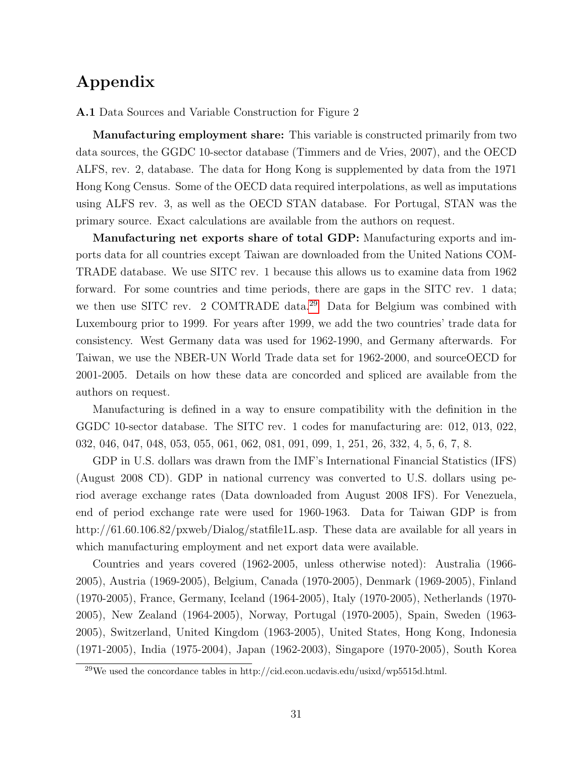# Appendix

**A.1** Data Sources and Variable Construction for Figure 2

**Manufacturing employment share:** This variable is constructed primarily from two data sources, the GGDC 10-sector database (Timmers and de Vries, 2007), and the OECD ALFS, rev. 2, database. The data for Hong Kong is supplemented by data from the 1971 Hong Kong Census. Some of the OECD data required interpolations, as well as imputations using ALFS rev. 3, as well as the OECD STAN database. For Portugal, STAN was the primary source. Exact calculations are available from the authors on request.

**Manufacturing net exports share of total GDP:** Manufacturing exports and imports data for all countries except Taiwan are downloaded from the United Nations COMTRADE database. We use SITC rev. 1 because this allows us to examine data from 1962 forward. For some countries and time periods, there are gaps in the SITC rev. 1 data; we then use SITC rev. 2 COMTRADE data.[29] Data for Belgium was combined with Luxembourg prior to 1999. For years after 1999, we add the two countries' trade data for consistency. West Germany data was used for 1962-1990, and Germany afterwards. For Taiwan, we use the NBER-UN World Trade data set for 1962-2000, and sourceOECD for 2001-2005. Details on how these data are concorded and spliced are available from the authors on request.

Manufacturing is defined in a way to ensure compatibility with the definition in the GGDC 10-sector database. The SITC rev. 1 codes for manufacturing are: 012, 013, 022, 032, 046, 047, 048, 053, 055, 061, 062, 081, 091, 099, 1, 251, 26, 332, 4, 5, 6, 7, 8.

GDP in U.S. dollars was drawn from the IMF's International Financial Statistics (IFS) (August 2008 CD). GDP in national currency was converted to U.S. dollars using period average exchange rates (Data downloaded from August 2008 IFS). For Venezuela, end of period exchange rate were used for 1960-1963. Data for Taiwan GDP is from http://61.60.106.82/pxweb/Dialog/statfile1L.asp. These data are available for all years in which manufacturing employment and net export data were available.

Countries and years covered (1962-2005, unless otherwise noted): Australia (1966-2005), Austria (1969-2005), Belgium, Canada (1970-2005), Denmark (1969-2005), Finland (1970-2005), France, Germany, Iceland (1964-2005), Italy (1970-2005), Netherlands (1970-2005), New Zealand (1964-2005), Norway, Portugal (1970-2005), Spain, Sweden (1963-2005), Switzerland, United Kingdom (1963-2005), United States, Hong Kong, Indonesia (1971-2005), India (1975-2004), Japan (1962-2003), Singapore (1970-2005), South Korea

[29] We used the concordance tables in http://cid.econ.ucdavis.edu/usixd/wp5515d.html.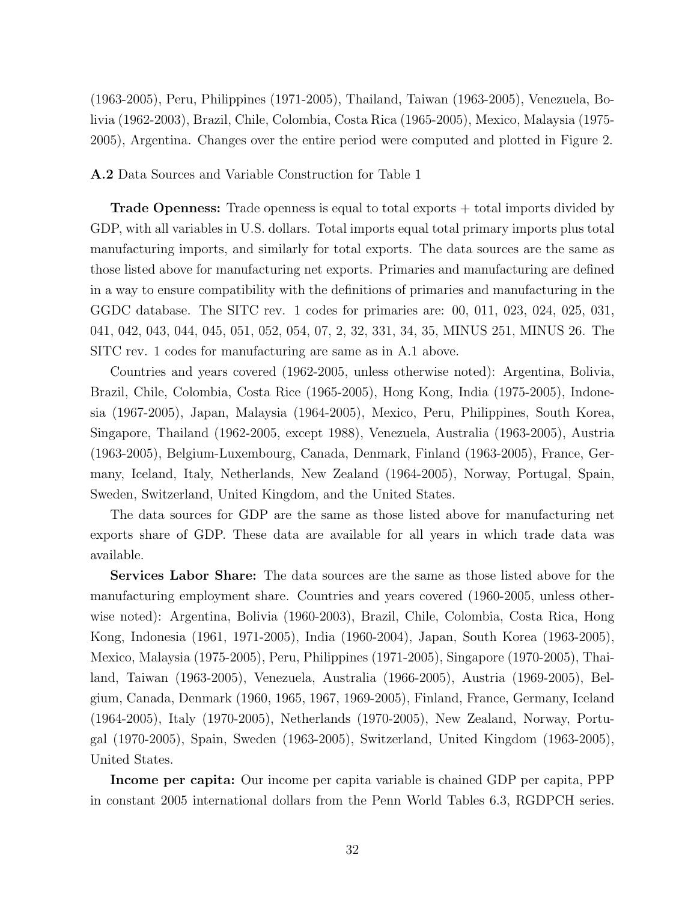(1963-2005), Peru, Philippines (1971-2005), Thailand, Taiwan (1963-2005), Venezuela, Bolivia (1962-2003), Brazil, Chile, Colombia, Costa Rica (1965-2005), Mexico, Malaysia (1975-2005), Argentina. Changes over the entire period were computed and plotted in Figure 2.

**A.2** Data Sources and Variable Construction for Table 1

**Trade Openness:** Trade openness is equal to total exports + total imports divided by GDP, with all variables in U.S. dollars. Total imports equal total primary imports plus total manufacturing imports, and similarly for total exports. The data sources are the same as those listed above for manufacturing net exports. Primaries and manufacturing are defined in a way to ensure compatibility with the definitions of primaries and manufacturing in the GGDC database. The SITC rev. 1 codes for primaries are: 00, 011, 023, 024, 025, 031, 041, 042, 043, 044, 045, 051, 052, 054, 07, 2, 32, 331, 34, 35, MINUS 251, MINUS 26. The SITC rev. 1 codes for manufacturing are same as in A.1 above.

Countries and years covered (1962-2005, unless otherwise noted): Argentina, Bolivia, Brazil, Chile, Colombia, Costa Rice (1965-2005), Hong Kong, India (1975-2005), Indonesia (1967-2005), Japan, Malaysia (1964-2005), Mexico, Peru, Philippines, South Korea, Singapore, Thailand (1962-2005, except 1988), Venezuela, Australia (1963-2005), Austria (1963-2005), Belgium-Luxembourg, Canada, Denmark, Finland (1963-2005), France, Germany, Iceland, Italy, Netherlands, New Zealand (1964-2005), Norway, Portugal, Spain, Sweden, Switzerland, United Kingdom, and the United States.

The data sources for GDP are the same as those listed above for manufacturing net exports share of GDP. These data are available for all years in which trade data was available.

**Services Labor Share:** The data sources are the same as those listed above for the manufacturing employment share. Countries and years covered (1960-2005, unless otherwise noted): Argentina, Bolivia (1960-2003), Brazil, Chile, Colombia, Costa Rica, Hong Kong, Indonesia (1961, 1971-2005), India (1960-2004), Japan, South Korea (1963-2005), Mexico, Malaysia (1975-2005), Peru, Philippines (1971-2005), Singapore (1970-2005), Thailand, Taiwan (1963-2005), Venezuela, Australia (1966-2005), Austria (1969-2005), Belgium, Canada, Denmark (1960, 1965, 1967, 1969-2005), Finland, France, Germany, Iceland (1964-2005), Italy (1970-2005), Netherlands (1970-2005), New Zealand, Norway, Portugal (1970-2005), Spain, Sweden (1963-2005), Switzerland, United Kingdom (1963-2005), United States.

**Income per capita:** Our income per capita variable is chained GDP per capita, PPP in constant 2005 international dollars from the Penn World Tables 6.3, RGDPCH series.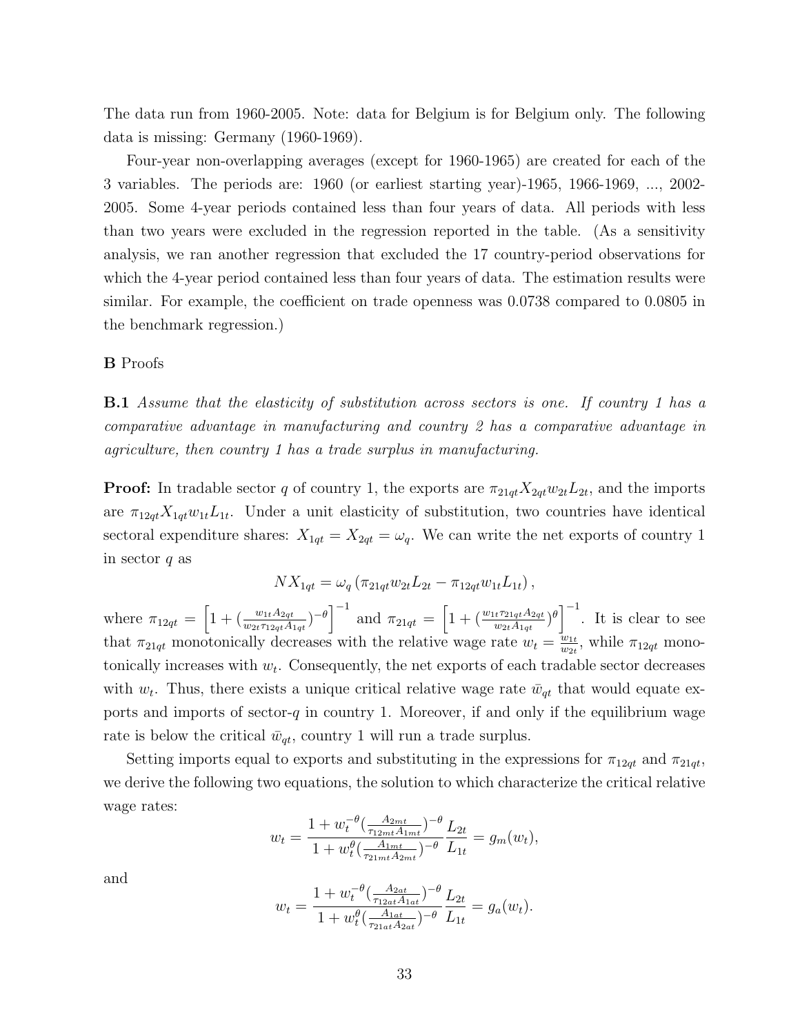The data run from 1960-2005. Note: data for Belgium is for Belgium only. The following data is missing: Germany (1960-1969).

Four-year non-overlapping averages (except for 1960-1965) are created for each of the 3 variables. The periods are: 1960 (or earliest starting year)-1965, 1966-1969, ..., 2002-2005. Some 4-year periods contained less than four years of data. All periods with less than two years were excluded in the regression reported in the table. (As a sensitivity analysis, we ran another regression that excluded the 17 country-period observations for which the 4-year period contained less than four years of data. The estimation results were similar. For example, the coefficient on trade openness was 0.0738 compared to 0.0805 in the benchmark regression.)

**B** Proofs

**B.1** *Assume that the elasticity of substitution across sectors is one. If country 1 has a comparative advantage in manufacturing and country 2 has a comparative advantage in agriculture, then country 1 has a trade surplus in manufacturing.*

**Proof:** In tradable sector $q$ of country 1, the exports are $\pi_{21qt}X_{2qt}w_{2t}L_{2t}$, and the imports are $\pi_{12qt}X_{1qt}w_{1t}L_{1t}$. Under a unit elasticity of substitution, two countries have identical sectoral expenditure shares: $X_{1qt} = X_{2qt} = \omega_q$. We can write the net exports of country 1 in sector $q$ as

$$NX_{1qt} = \omega_q \left(\pi_{21qt}w_{2t}L_{2t} - \pi_{12qt}w_{1t}L_{1t}\right),$$

where $\pi_{12qt} = \left[1 + (\frac{w_{1t}A_{2qt}}{w_{2t}\tau_{12qt}A_{1qt}})^{-\theta}\right]^{-1}$ and $\pi_{21qt} = \left[1 + (\frac{w_{1t}\tau_{21qt}A_{2qt}}{w_{2t}A_{1qt}})^{\theta}\right]^{-1}$. It is clear to see that $\pi_{21qt}$ monotonically decreases with the relative wage rate $w_t = \frac{w_{1t}}{w_{2t}}$, while $\pi_{12qt}$ monotonically increases with $w_t$. Consequently, the net exports of each tradable sector decreases with $w_t$. Thus, there exists a unique critical relative wage rate $\bar{w}_{qt}$ that would equate exports and imports of sector-$q$ in country 1. Moreover, if and only if the equilibrium wage rate is below the critical $\bar{w}_{qt}$, country 1 will run a trade surplus.

Setting imports equal to exports and substituting in the expressions for $\pi_{12qt}$ and $\pi_{21qt}$, we derive the following two equations, the solution to which characterize the critical relative wage rates:

$$w_t = \frac{1 + w_t^{-\theta}(\frac{A_{2mt}}{\tau_{12mt}A_{1mt}})^{-\theta}}{1 + w_t^{\theta}(\frac{A_{1mt}}{\tau_{21mt}A_{2mt}})^{-\theta}} \frac{L_{2t}}{L_{1t}} = g_m(w_t),$$

and

$$w_t = \frac{1 + w_t^{-\theta}(\frac{A_{2at}}{\tau_{12at}A_{1at}})^{-\theta}}{1 + w_t^{\theta}(\frac{A_{1at}}{\tau_{21at}A_{2at}})^{-\theta}} \frac{L_{2t}}{L_{1t}} = g_a(w_t).$$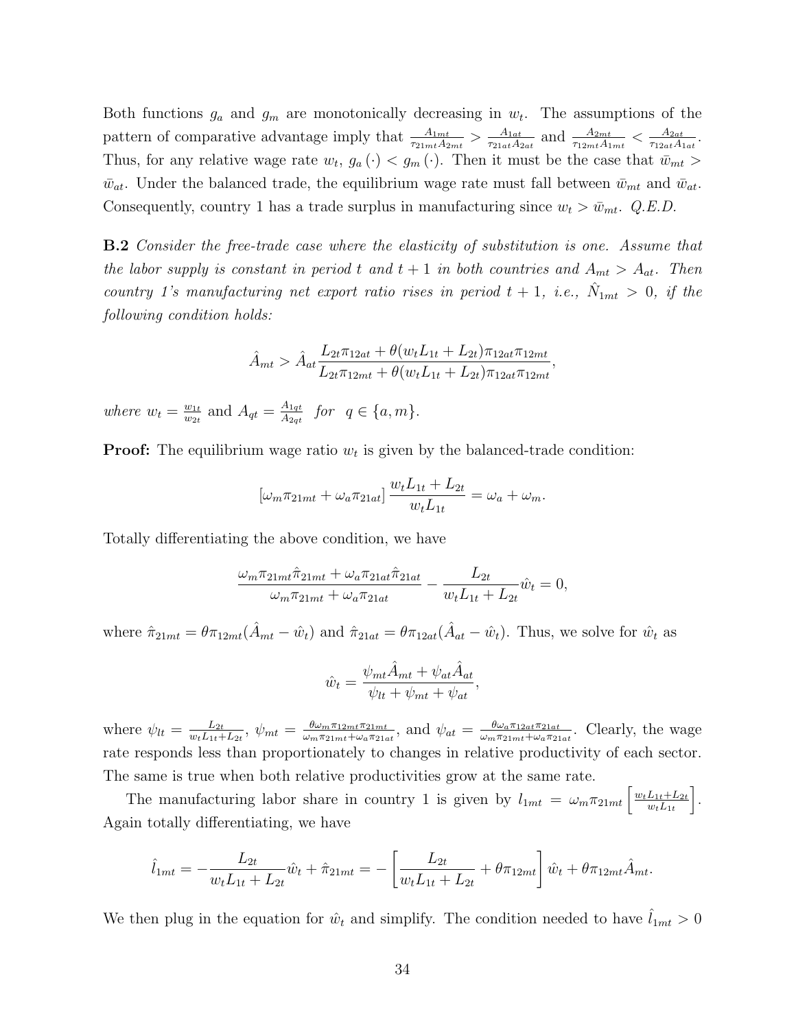Both functions $g_a$ and $g_m$ are monotonically decreasing in $w_t$. The assumptions of the pattern of comparative advantage imply that $\frac{A_{1mt}}{\tau_{21mt}A_{2mt}} > \frac{A_{1at}}{\tau_{21at}A_{2at}}$ and $\frac{A_{2mt}}{\tau_{12mt}A_{1mt}} < \frac{A_{2at}}{\tau_{12at}A_{1at}}$. Thus, for any relative wage rate $w_t$, $g_a(\cdot) < g_m(\cdot)$. Then it must be the case that $\bar{w}_{mt} > \bar{w}_{at}$. Under the balanced trade, the equilibrium wage rate must fall between $\bar{w}_{mt}$ and $\bar{w}_{at}$. Consequently, country 1 has a trade surplus in manufacturing since $w_t > \bar{w}_{mt}$. *Q.E.D.*

**B.2** *Consider the free-trade case where the elasticity of substitution is one. Assume that the labor supply is constant in period $t$ and $t+1$ in both countries and $A_{mt} > A_{at}$. Then country 1's manufacturing net export ratio rises in period $t+1$, i.e., $\hat{N}_{1mt} > 0$, if the following condition holds:*

$$\hat{A}_{mt} > \hat{A}_{at} \frac{L_{2t}\pi_{12at} + \theta(w_t L_{1t} + L_{2t})\pi_{12at}\pi_{12mt}}{L_{2t}\pi_{12mt} + \theta(w_t L_{1t} + L_{2t})\pi_{12at}\pi_{12mt}},$$

*where* $w_t = \frac{w_{1t}}{w_{2t}}$ and $A_{qt} = \frac{A_{1qt}}{A_{2qt}}$ *for* $q \in \{a, m\}$.

**Proof:** The equilibrium wage ratio $w_t$ is given by the balanced-trade condition:

$$\left[\omega_m \pi_{21mt} + \omega_a \pi_{21at}\right] \frac{w_t L_{1t} + L_{2t}}{w_t L_{1t}} = \omega_a + \omega_m.$$

Totally differentiating the above condition, we have

$$\frac{\omega_m \pi_{21mt}\hat{\pi}_{21mt} + \omega_a \pi_{21at}\hat{\pi}_{21at}}{\omega_m \pi_{21mt} + \omega_a \pi_{21at}} - \frac{L_{2t}}{w_t L_{1t} + L_{2t}}\hat{w}_t = 0,$$

where $\hat{\pi}_{21mt} = \theta\pi_{12mt}(\hat{A}_{mt} - \hat{w}_t)$ and $\hat{\pi}_{21at} = \theta\pi_{12at}(\hat{A}_{at} - \hat{w}_t)$. Thus, we solve for $\hat{w}_t$ as

$$\hat{w}_t = \frac{\psi_{mt}\hat{A}_{mt} + \psi_{at}\hat{A}_{at}}{\psi_{lt} + \psi_{mt} + \psi_{at}},$$

where $\psi_{lt} = \frac{L_{2t}}{w_t L_{1t} + L_{2t}}$, $\psi_{mt} = \frac{\theta\omega_m \pi_{12mt}\pi_{21mt}}{\omega_m \pi_{21mt} + \omega_a \pi_{21at}}$, and $\psi_{at} = \frac{\theta\omega_a \pi_{12at}\pi_{21at}}{\omega_m \pi_{21mt} + \omega_a \pi_{21at}}$. Clearly, the wage rate responds less than proportionately to changes in relative productivity of each sector. The same is true when both relative productivities grow at the same rate.

The manufacturing labor share in country 1 is given by $l_{1mt} = \omega_m \pi_{21mt}\left[\frac{w_t L_{1t} + L_{2t}}{w_t L_{1t}}\right]$. Again totally differentiating, we have

$$\hat{l}_{1mt} = -\frac{L_{2t}}{w_t L_{1t} + L_{2t}}\hat{w}_t + \hat{\pi}_{21mt} = -\left[\frac{L_{2t}}{w_t L_{1t} + L_{2t}} + \theta\pi_{12mt}\right]\hat{w}_t + \theta\pi_{12mt}\hat{A}_{mt}.$$

We then plug in the equation for $\hat{w}_t$ and simplify. The condition needed to have $\hat{l}_{1mt} > 0$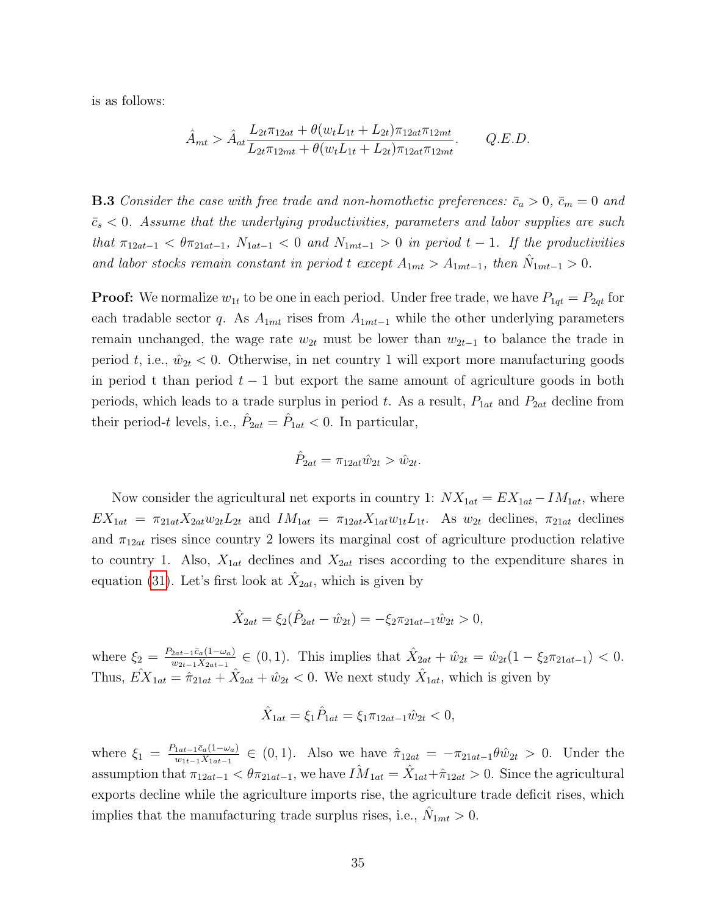is as follows:

$$\hat{A}_{mt} > \hat{A}_{at} \frac{L_{2t}\pi_{12at} + \theta(w_t L_{1t} + L_{2t})\pi_{12at}\pi_{12mt}}{L_{2t}\pi_{12mt} + \theta(w_t L_{1t} + L_{2t})\pi_{12at}\pi_{12mt}}. \qquad Q.E.D.$$

**B.3** *Consider the case with free trade and non-homothetic preferences: $\bar{c}_a > 0$, $\bar{c}_m = 0$ and $\bar{c}_s < 0$. Assume that the underlying productivities, parameters and labor supplies are such that $\pi_{12at-1} < \theta\pi_{21at-1}$, $N_{1at-1} < 0$ and $N_{1mt-1} > 0$ in period $t-1$. If the productivities and labor stocks remain constant in period $t$ except $A_{1mt} > A_{1mt-1}$, then $\hat{N}_{1mt-1} > 0$.*

**Proof:** We normalize $w_{1t}$ to be one in each period. Under free trade, we have $P_{1qt} = P_{2qt}$ for each tradable sector $q$. As $A_{1mt}$ rises from $A_{1mt-1}$ while the other underlying parameters remain unchanged, the wage rate $w_{2t}$ must be lower than $w_{2t-1}$ to balance the trade in period $t$, i.e., $\hat{w}_{2t} < 0$. Otherwise, in net country 1 will export more manufacturing goods in period t than period $t-1$ but export the same amount of agriculture goods in both periods, which leads to a trade surplus in period $t$. As a result, $P_{1at}$ and $P_{2at}$ decline from their period-$t$ levels, i.e., $\hat{P}_{2at} = \hat{P}_{1at} < 0$. In particular,

$$\hat{P}_{2at} = \pi_{12at}\hat{w}_{2t} > \hat{w}_{2t}.$$

Now consider the agricultural net exports in country 1: $NX_{1at} = EX_{1at} - IM_{1at}$, where $EX_{1at} = \pi_{21at}X_{2at}w_{2t}L_{2t}$ and $IM_{1at} = \pi_{12at}X_{1at}w_{1t}L_{1t}$. As $w_{2t}$ declines, $\pi_{21at}$ declines and $\pi_{12at}$ rises since country 2 lowers its marginal cost of agriculture production relative to country 1. Also, $X_{1at}$ declines and $X_{2at}$ rises according to the expenditure shares in equation (31). Let's first look at $\hat{X}_{2at}$, which is given by

$$\hat{X}_{2at} = \xi_2(\hat{P}_{2at} - \hat{w}_{2t}) = -\xi_2\pi_{21at-1}\hat{w}_{2t} > 0,$$

where $\xi_2 = \frac{P_{2at-1}\bar{c}_a(1-\omega_a)}{w_{2t-1}X_{2at-1}} \in (0,1)$. This implies that $\hat{X}_{2at} + \hat{w}_{2t} = \hat{w}_{2t}(1 - \xi_2\pi_{21at-1}) < 0$. Thus, $\hat{EX}_{1at} = \hat{\pi}_{21at} + \hat{X}_{2at} + \hat{w}_{2t} < 0$. We next study $\hat{X}_{1at}$, which is given by

$$\hat{X}_{1at} = \xi_1\hat{P}_{1at} = \xi_1\pi_{12at-1}\hat{w}_{2t} < 0,$$

where $\xi_1 = \frac{P_{1at-1}\bar{c}_a(1-\omega_a)}{w_{1t-1}X_{1at-1}} \in (0,1)$. Also we have $\hat{\pi}_{12at} = -\pi_{21at-1}\theta\hat{w}_{2t} > 0$. Under the assumption that $\pi_{12at-1} < \theta\pi_{21at-1}$, we have $\hat{IM}_{1at} = \hat{X}_{1at} + \hat{\pi}_{12at} > 0$. Since the agricultural exports decline while the agriculture imports rise, the agriculture trade deficit rises, which implies that the manufacturing trade surplus rises, i.e., $\hat{N}_{1mt} > 0$.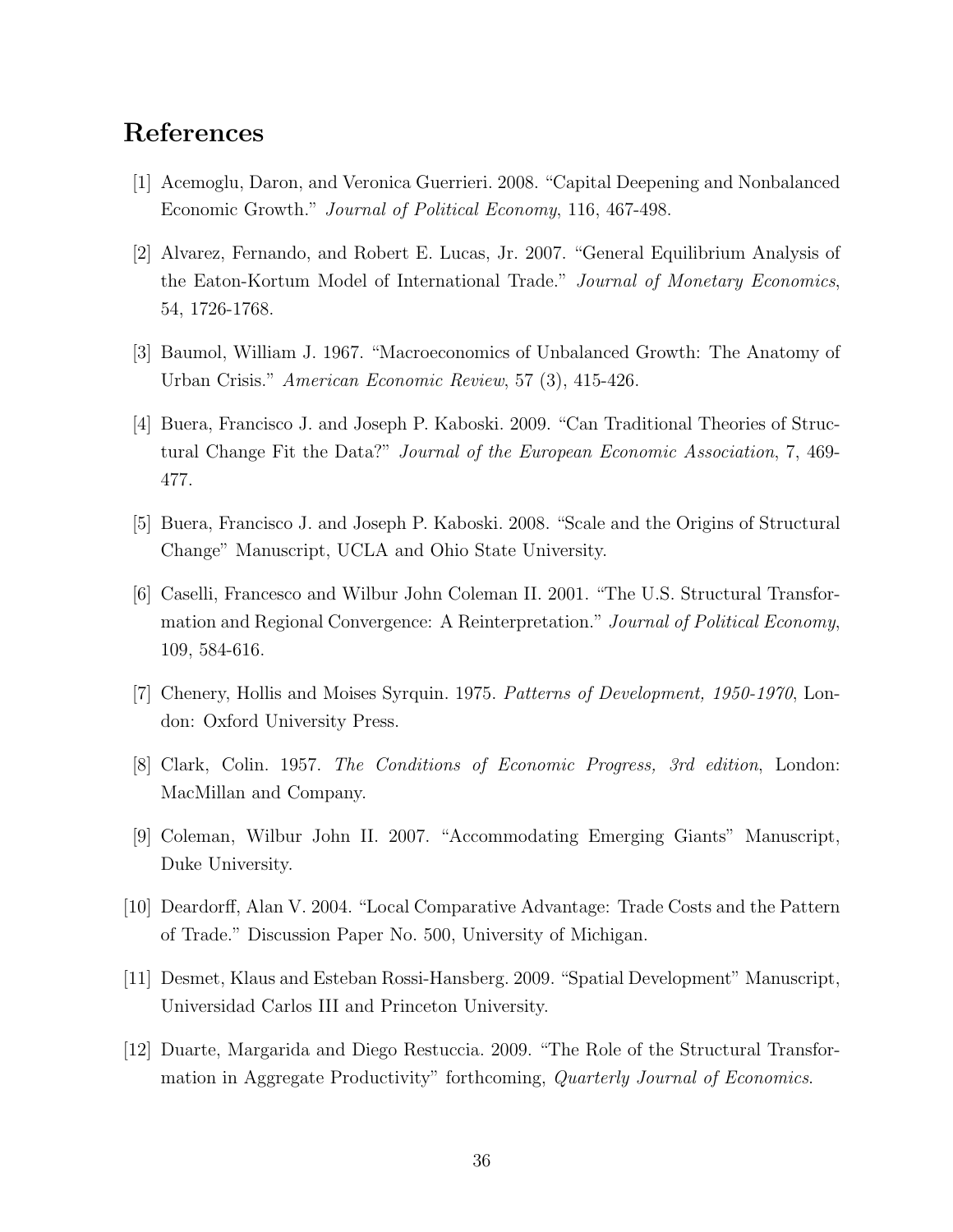# References

[1] Acemoglu, Daron, and Veronica Guerrieri. 2008. "Capital Deepening and Nonbalanced Economic Growth." *Journal of Political Economy*, 116, 467-498.

[2] Alvarez, Fernando, and Robert E. Lucas, Jr. 2007. "General Equilibrium Analysis of the Eaton-Kortum Model of International Trade." *Journal of Monetary Economics*, 54, 1726-1768.

[3] Baumol, William J. 1967. "Macroeconomics of Unbalanced Growth: The Anatomy of Urban Crisis." *American Economic Review*, 57 (3), 415-426.

[4] Buera, Francisco J. and Joseph P. Kaboski. 2009. "Can Traditional Theories of Structural Change Fit the Data?" *Journal of the European Economic Association*, 7, 469-477.

[5] Buera, Francisco J. and Joseph P. Kaboski. 2008. "Scale and the Origins of Structural Change" Manuscript, UCLA and Ohio State University.

[6] Caselli, Francesco and Wilbur John Coleman II. 2001. "The U.S. Structural Transformation and Regional Convergence: A Reinterpretation." *Journal of Political Economy*, 109, 584-616.

[7] Chenery, Hollis and Moises Syrquin. 1975. *Patterns of Development, 1950-1970*, London: Oxford University Press.

[8] Clark, Colin. 1957. *The Conditions of Economic Progress, 3rd edition*, London: MacMillan and Company.

[9] Coleman, Wilbur John II. 2007. "Accommodating Emerging Giants" Manuscript, Duke University.

[10] Deardorff, Alan V. 2004. "Local Comparative Advantage: Trade Costs and the Pattern of Trade." Discussion Paper No. 500, University of Michigan.

[11] Desmet, Klaus and Esteban Rossi-Hansberg. 2009. "Spatial Development" Manuscript, Universidad Carlos III and Princeton University.

[12] Duarte, Margarida and Diego Restuccia. 2009. "The Role of the Structural Transformation in Aggregate Productivity" forthcoming, *Quarterly Journal of Economics*.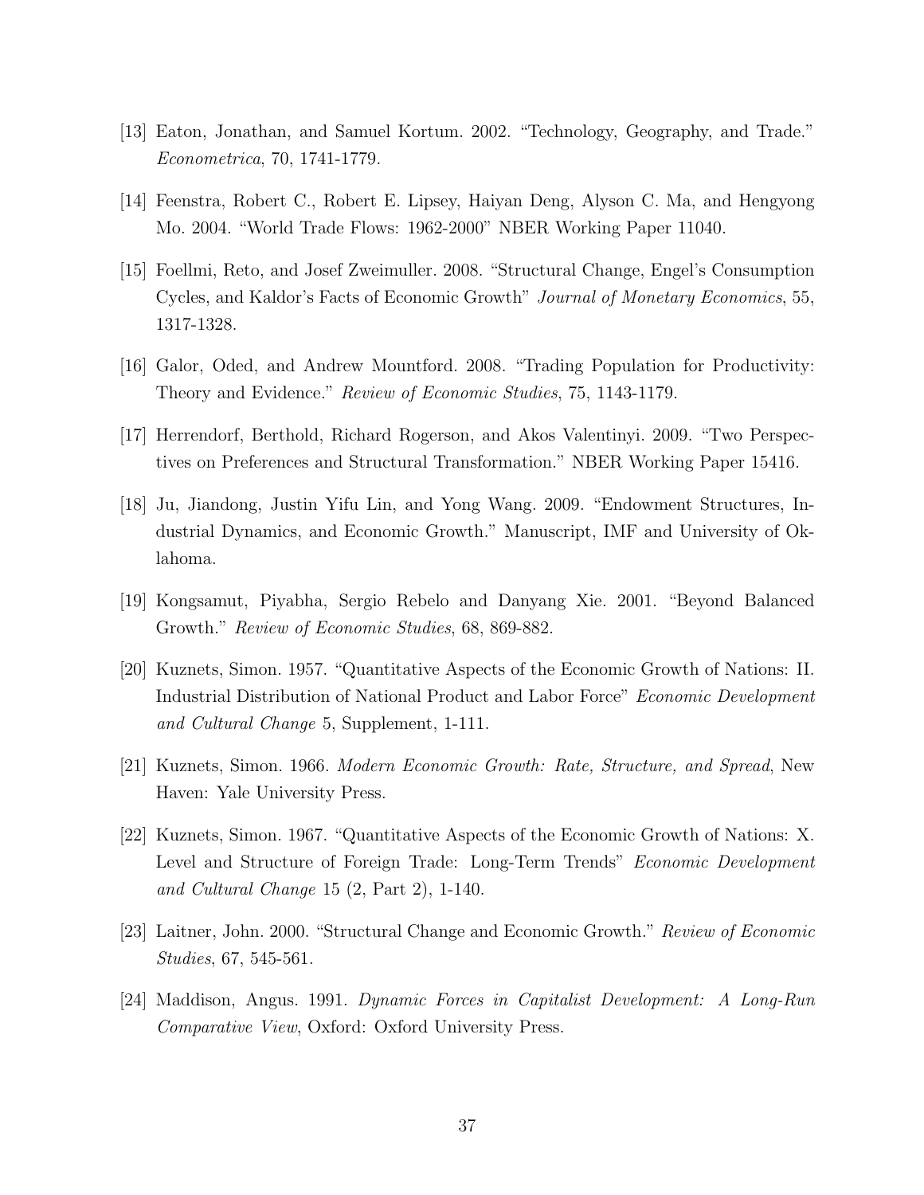[13] Eaton, Jonathan, and Samuel Kortum. 2002. "Technology, Geography, and Trade." *Econometrica*, 70, 1741-1779.

[14] Feenstra, Robert C., Robert E. Lipsey, Haiyan Deng, Alyson C. Ma, and Hengyong Mo. 2004. "World Trade Flows: 1962-2000" NBER Working Paper 11040.

[15] Foellmi, Reto, and Josef Zweimuller. 2008. "Structural Change, Engel's Consumption Cycles, and Kaldor's Facts of Economic Growth" *Journal of Monetary Economics*, 55, 1317-1328.

[16] Galor, Oded, and Andrew Mountford. 2008. "Trading Population for Productivity: Theory and Evidence." *Review of Economic Studies*, 75, 1143-1179.

[17] Herrendorf, Berthold, Richard Rogerson, and Akos Valentinyi. 2009. "Two Perspectives on Preferences and Structural Transformation." NBER Working Paper 15416.

[18] Ju, Jiandong, Justin Yifu Lin, and Yong Wang. 2009. "Endowment Structures, Industrial Dynamics, and Economic Growth." Manuscript, IMF and University of Oklahoma.

[19] Kongsamut, Piyabha, Sergio Rebelo and Danyang Xie. 2001. "Beyond Balanced Growth." *Review of Economic Studies*, 68, 869-882.

[20] Kuznets, Simon. 1957. "Quantitative Aspects of the Economic Growth of Nations: II. Industrial Distribution of National Product and Labor Force" *Economic Development and Cultural Change* 5, Supplement, 1-111.

[21] Kuznets, Simon. 1966. *Modern Economic Growth: Rate, Structure, and Spread*, New Haven: Yale University Press.

[22] Kuznets, Simon. 1967. "Quantitative Aspects of the Economic Growth of Nations: X. Level and Structure of Foreign Trade: Long-Term Trends" *Economic Development and Cultural Change* 15 (2, Part 2), 1-140.

[23] Laitner, John. 2000. "Structural Change and Economic Growth." *Review of Economic Studies*, 67, 545-561.

[24] Maddison, Angus. 1991. *Dynamic Forces in Capitalist Development: A Long-Run Comparative View*, Oxford: Oxford University Press.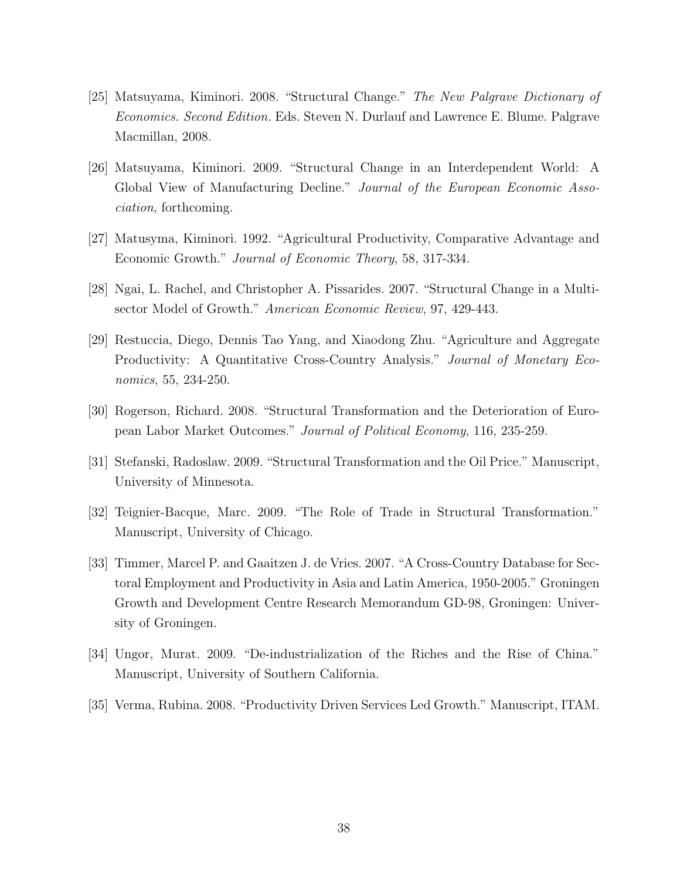[25] Matsuyama, Kiminori. 2008. "Structural Change." *The New Palgrave Dictionary of Economics. Second Edition.* Eds. Steven N. Durlauf and Lawrence E. Blume. Palgrave Macmillan, 2008.

[26] Matsuyama, Kiminori. 2009. "Structural Change in an Interdependent World: A Global View of Manufacturing Decline." *Journal of the European Economic Association*, forthcoming.

[27] Matusyma, Kiminori. 1992. "Agricultural Productivity, Comparative Advantage and Economic Growth." *Journal of Economic Theory*, 58, 317-334.

[28] Ngai, L. Rachel, and Christopher A. Pissarides. 2007. "Structural Change in a Multi-sector Model of Growth." *American Economic Review*, 97, 429-443.

[29] Restuccia, Diego, Dennis Tao Yang, and Xiaodong Zhu. "Agriculture and Aggregate Productivity: A Quantitative Cross-Country Analysis." *Journal of Monetary Economics*, 55, 234-250.

[30] Rogerson, Richard. 2008. "Structural Transformation and the Deterioration of European Labor Market Outcomes." *Journal of Political Economy*, 116, 235-259.

[31] Stefanski, Radoslaw. 2009. "Structural Transformation and the Oil Price." Manuscript, University of Minnesota.

[32] Teignier-Bacque, Marc. 2009. "The Role of Trade in Structural Transformation." Manuscript, University of Chicago.

[33] Timmer, Marcel P. and Gaaitzen J. de Vries. 2007. "A Cross-Country Database for Sectoral Employment and Productivity in Asia and Latin America, 1950-2005." Groningen Growth and Development Centre Research Memorandum GD-98, Groningen: University of Groningen.

[34] Ungor, Murat. 2009. "De-industrialization of the Riches and the Rise of China." Manuscript, University of Southern California.

[35] Verma, Rubina. 2008. "Productivity Driven Services Led Growth." Manuscript, ITAM.